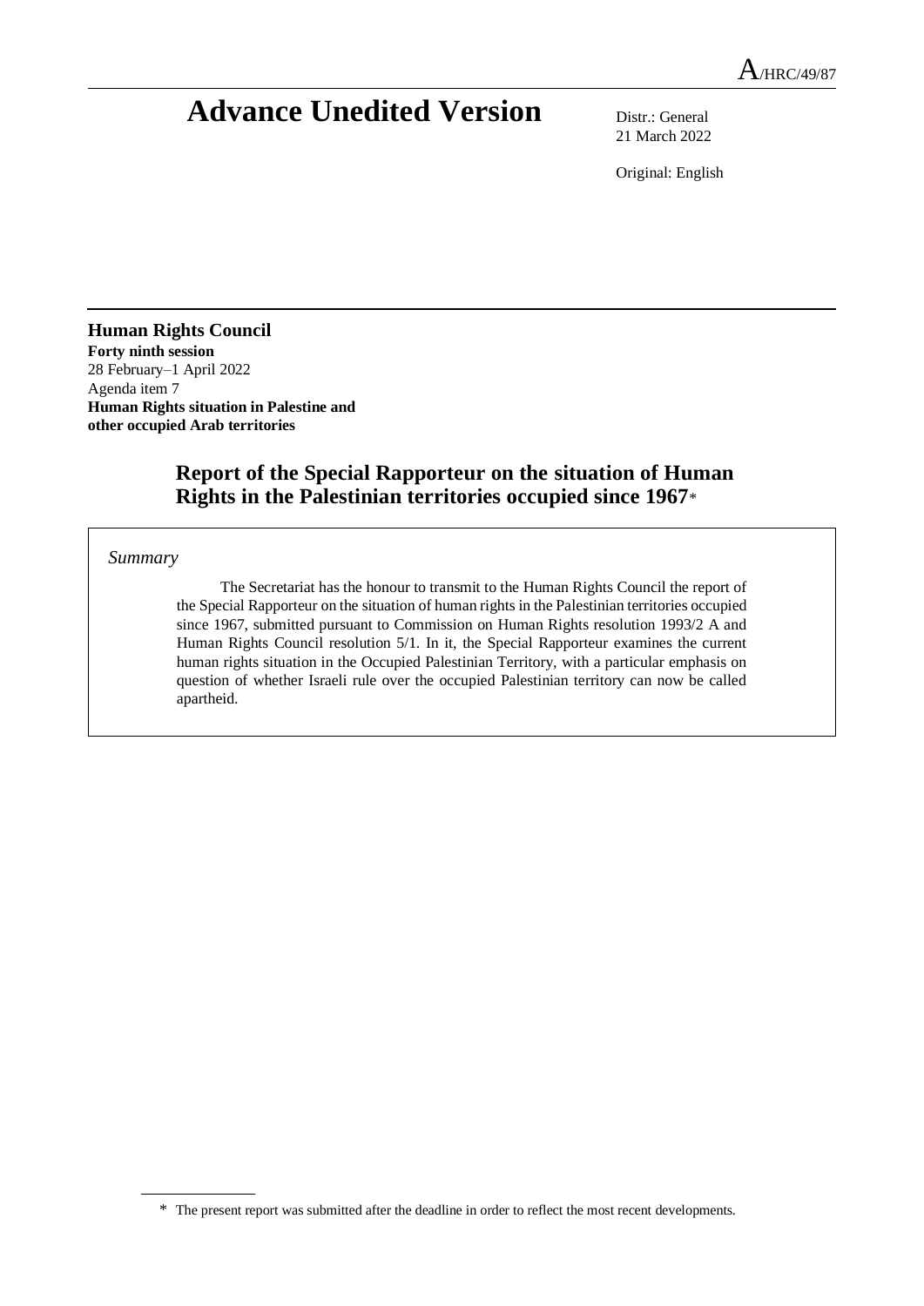A/HRC/49/87

# Advance Unedited Version

Distr.: General
21 March 2022

Original: English

**Human Rights Council**
**Forty ninth session**
28 February–1 April 2022
Agenda item 7
**Human Rights situation in Palestine and other occupied Arab territories**

## Report of the Special Rapporteur on the situation of Human Rights in the Palestinian territories occupied since 1967*

*Summary*

The Secretariat has the honour to transmit to the Human Rights Council the report of the Special Rapporteur on the situation of human rights in the Palestinian territories occupied since 1967, submitted pursuant to Commission on Human Rights resolution 1993/2 A and Human Rights Council resolution 5/1. In it, the Special Rapporteur examines the current human rights situation in the Occupied Palestinian Territory, with a particular emphasis on question of whether Israeli rule over the occupied Palestinian territory can now be called apartheid.

---

\* The present report was submitted after the deadline in order to reflect the most recent developments.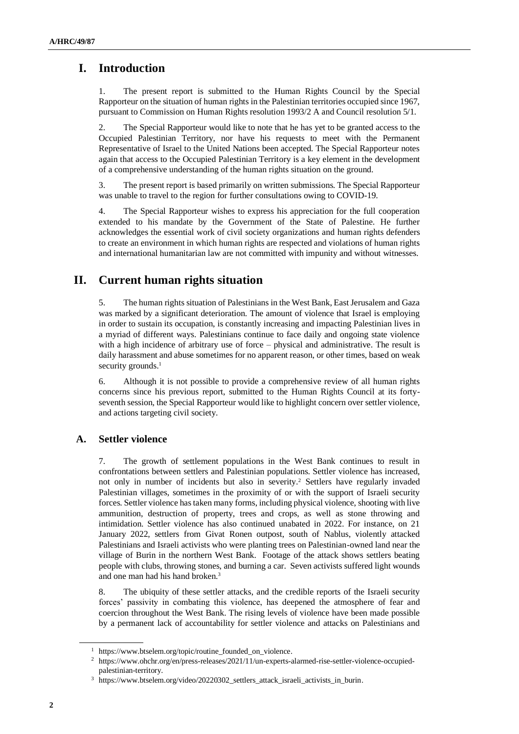# I. Introduction

1. The present report is submitted to the Human Rights Council by the Special Rapporteur on the situation of human rights in the Palestinian territories occupied since 1967, pursuant to Commission on Human Rights resolution 1993/2 A and Council resolution 5/1.

2. The Special Rapporteur would like to note that he has yet to be granted access to the Occupied Palestinian Territory, nor have his requests to meet with the Permanent Representative of Israel to the United Nations been accepted. The Special Rapporteur notes again that access to the Occupied Palestinian Territory is a key element in the development of a comprehensive understanding of the human rights situation on the ground.

3. The present report is based primarily on written submissions. The Special Rapporteur was unable to travel to the region for further consultations owing to COVID-19.

4. The Special Rapporteur wishes to express his appreciation for the full cooperation extended to his mandate by the Government of the State of Palestine. He further acknowledges the essential work of civil society organizations and human rights defenders to create an environment in which human rights are respected and violations of human rights and international humanitarian law are not committed with impunity and without witnesses.

# II. Current human rights situation

5. The human rights situation of Palestinians in the West Bank, East Jerusalem and Gaza was marked by a significant deterioration. The amount of violence that Israel is employing in order to sustain its occupation, is constantly increasing and impacting Palestinian lives in a myriad of different ways. Palestinians continue to face daily and ongoing state violence with a high incidence of arbitrary use of force – physical and administrative. The result is daily harassment and abuse sometimes for no apparent reason, or other times, based on weak security grounds.[1]

6. Although it is not possible to provide a comprehensive review of all human rights concerns since his previous report, submitted to the Human Rights Council at its forty-seventh session, the Special Rapporteur would like to highlight concern over settler violence, and actions targeting civil society.

## A. Settler violence

7. The growth of settlement populations in the West Bank continues to result in confrontations between settlers and Palestinian populations. Settler violence has increased, not only in number of incidents but also in severity.[2] Settlers have regularly invaded Palestinian villages, sometimes in the proximity of or with the support of Israeli security forces. Settler violence has taken many forms, including physical violence, shooting with live ammunition, destruction of property, trees and crops, as well as stone throwing and intimidation. Settler violence has also continued unabated in 2022. For instance, on 21 January 2022, settlers from Givat Ronen outpost, south of Nablus, violently attacked Palestinians and Israeli activists who were planting trees on Palestinian-owned land near the village of Burin in the northern West Bank. Footage of the attack shows settlers beating people with clubs, throwing stones, and burning a car. Seven activists suffered light wounds and one man had his hand broken.[3]

8. The ubiquity of these settler attacks, and the credible reports of the Israeli security forces' passivity in combating this violence, has deepened the atmosphere of fear and coercion throughout the West Bank. The rising levels of violence have been made possible by a permanent lack of accountability for settler violence and attacks on Palestinians and

---

[1] https://www.btselem.org/topic/routine_founded_on_violence.

[2] https://www.ohchr.org/en/press-releases/2021/11/un-experts-alarmed-rise-settler-violence-occupied-palestinian-territory.

[3] https://www.btselem.org/video/20220302_settlers_attack_israeli_activists_in_burin.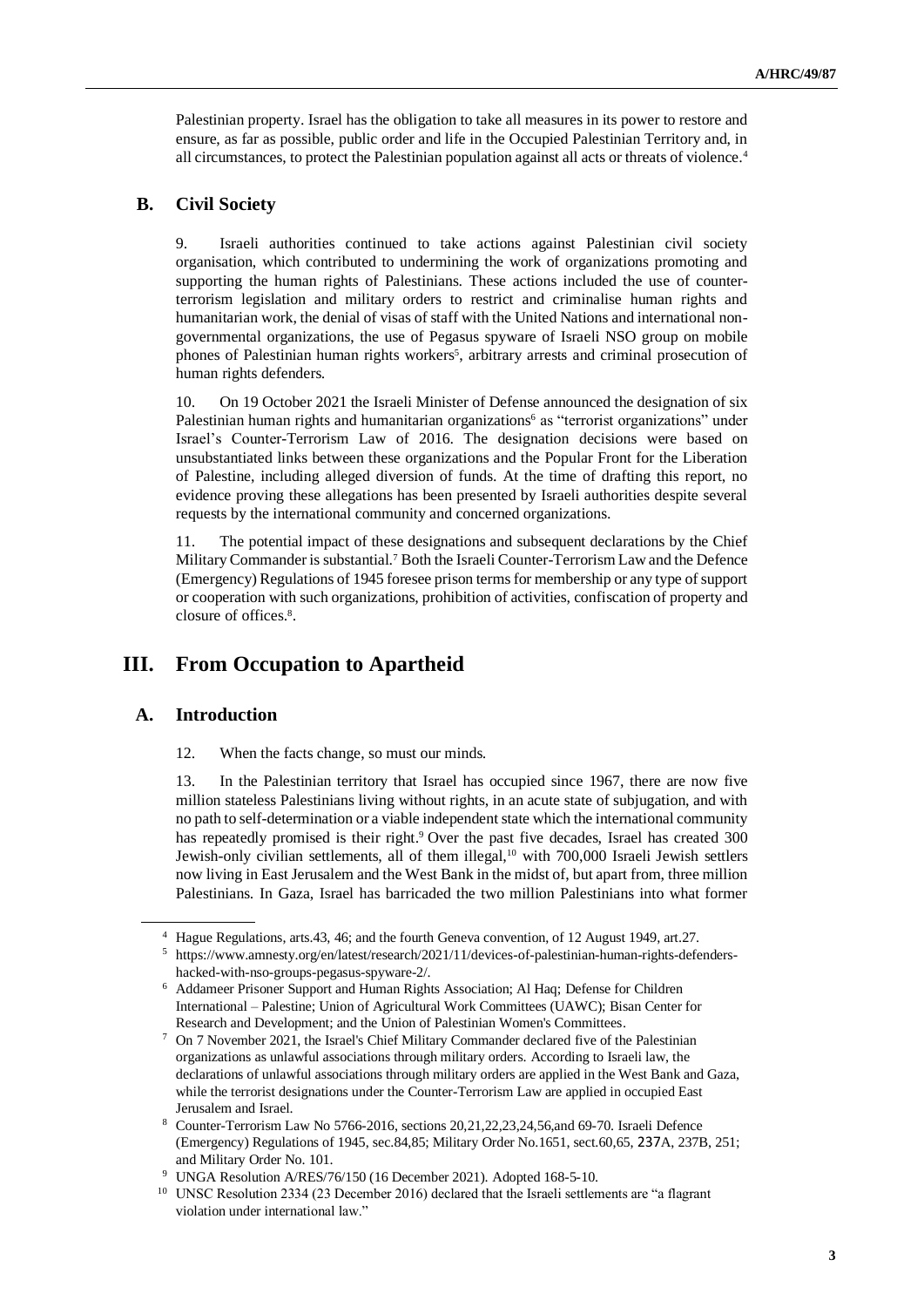Palestinian property. Israel has the obligation to take all measures in its power to restore and ensure, as far as possible, public order and life in the Occupied Palestinian Territory and, in all circumstances, to protect the Palestinian population against all acts or threats of violence.[4]

## B. Civil Society

9. Israeli authorities continued to take actions against Palestinian civil society organisation, which contributed to undermining the work of organizations promoting and supporting the human rights of Palestinians. These actions included the use of counter-terrorism legislation and military orders to restrict and criminalise human rights and humanitarian work, the denial of visas of staff with the United Nations and international non-governmental organizations, the use of Pegasus spyware of Israeli NSO group on mobile phones of Palestinian human rights workers[5], arbitrary arrests and criminal prosecution of human rights defenders.

10. On 19 October 2021 the Israeli Minister of Defense announced the designation of six Palestinian human rights and humanitarian organizations[6] as "terrorist organizations" under Israel's Counter-Terrorism Law of 2016. The designation decisions were based on unsubstantiated links between these organizations and the Popular Front for the Liberation of Palestine, including alleged diversion of funds. At the time of drafting this report, no evidence proving these allegations has been presented by Israeli authorities despite several requests by the international community and concerned organizations.

11. The potential impact of these designations and subsequent declarations by the Chief Military Commander is substantial.[7] Both the Israeli Counter-Terrorism Law and the Defence (Emergency) Regulations of 1945 foresee prison terms for membership or any type of support or cooperation with such organizations, prohibition of activities, confiscation of property and closure of offices.[8].

# III. From Occupation to Apartheid

## A. Introduction

12. When the facts change, so must our minds.

13. In the Palestinian territory that Israel has occupied since 1967, there are now five million stateless Palestinians living without rights, in an acute state of subjugation, and with no path to self-determination or a viable independent state which the international community has repeatedly promised is their right.[9] Over the past five decades, Israel has created 300 Jewish-only civilian settlements, all of them illegal,[10] with 700,000 Israeli Jewish settlers now living in East Jerusalem and the West Bank in the midst of, but apart from, three million Palestinians. In Gaza, Israel has barricaded the two million Palestinians into what former

---

[4] Hague Regulations, arts.43, 46; and the fourth Geneva convention, of 12 August 1949, art.27.

[5] https://www.amnesty.org/en/latest/research/2021/11/devices-of-palestinian-human-rights-defenders-hacked-with-nso-groups-pegasus-spyware-2/.

[6] Addameer Prisoner Support and Human Rights Association; Al Haq; Defense for Children International – Palestine; Union of Agricultural Work Committees (UAWC); Bisan Center for Research and Development; and the Union of Palestinian Women's Committees.

[7] On 7 November 2021, the Israel's Chief Military Commander declared five of the Palestinian organizations as unlawful associations through military orders. According to Israeli law, the declarations of unlawful associations through military orders are applied in the West Bank and Gaza, while the terrorist designations under the Counter-Terrorism Law are applied in occupied East Jerusalem and Israel.

[8] Counter-Terrorism Law No 5766-2016, sections 20,21,22,23,24,56,and 69-70. Israeli Defence (Emergency) Regulations of 1945, sec.84,85; Military Order No.1651, sect.60,65, 237A, 237B, 251; and Military Order No. 101.

[9] UNGA Resolution A/RES/76/150 (16 December 2021). Adopted 168-5-10.

[10] UNSC Resolution 2334 (23 December 2016) declared that the Israeli settlements are "a flagrant violation under international law."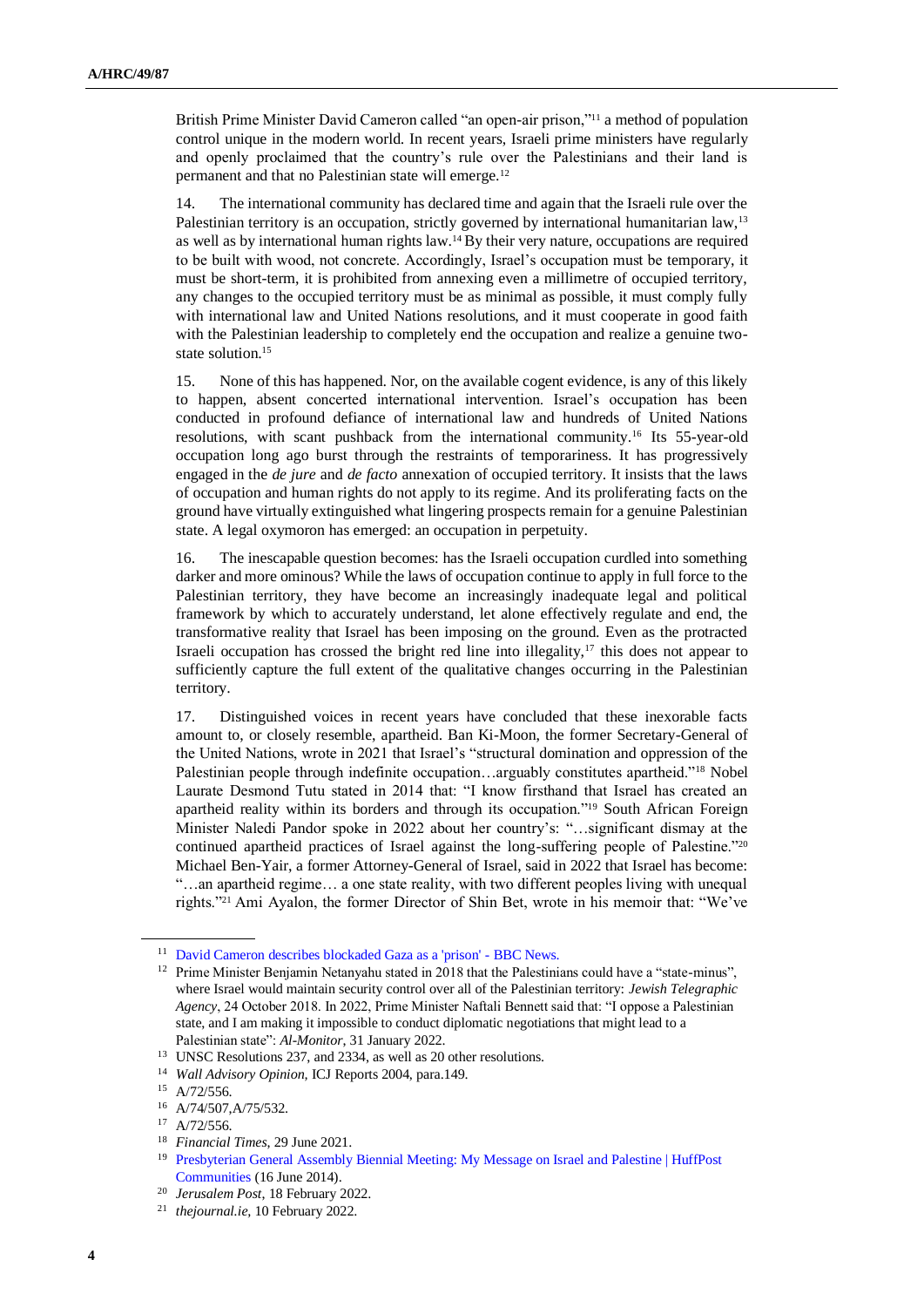British Prime Minister David Cameron called "an open-air prison,"[11] a method of population control unique in the modern world. In recent years, Israeli prime ministers have regularly and openly proclaimed that the country's rule over the Palestinians and their land is permanent and that no Palestinian state will emerge.[12]

14. The international community has declared time and again that the Israeli rule over the Palestinian territory is an occupation, strictly governed by international humanitarian law,[13] as well as by international human rights law.[14] By their very nature, occupations are required to be built with wood, not concrete. Accordingly, Israel's occupation must be temporary, it must be short-term, it is prohibited from annexing even a millimetre of occupied territory, any changes to the occupied territory must be as minimal as possible, it must comply fully with international law and United Nations resolutions, and it must cooperate in good faith with the Palestinian leadership to completely end the occupation and realize a genuine two-state solution.[15]

15. None of this has happened. Nor, on the available cogent evidence, is any of this likely to happen, absent concerted international intervention. Israel's occupation has been conducted in profound defiance of international law and hundreds of United Nations resolutions, with scant pushback from the international community.[16] Its 55-year-old occupation long ago burst through the restraints of temporariness. It has progressively engaged in the *de jure* and *de facto* annexation of occupied territory. It insists that the laws of occupation and human rights do not apply to its regime. And its proliferating facts on the ground have virtually extinguished what lingering prospects remain for a genuine Palestinian state. A legal oxymoron has emerged: an occupation in perpetuity.

16. The inescapable question becomes: has the Israeli occupation curdled into something darker and more ominous? While the laws of occupation continue to apply in full force to the Palestinian territory, they have become an increasingly inadequate legal and political framework by which to accurately understand, let alone effectively regulate and end, the transformative reality that Israel has been imposing on the ground. Even as the protracted Israeli occupation has crossed the bright red line into illegality,[17] this does not appear to sufficiently capture the full extent of the qualitative changes occurring in the Palestinian territory.

17. Distinguished voices in recent years have concluded that these inexorable facts amount to, or closely resemble, apartheid. Ban Ki-Moon, the former Secretary-General of the United Nations, wrote in 2021 that Israel's "structural domination and oppression of the Palestinian people through indefinite occupation…arguably constitutes apartheid."[18] Nobel Laurate Desmond Tutu stated in 2014 that: "I know firsthand that Israel has created an apartheid reality within its borders and through its occupation."[19] South African Foreign Minister Naledi Pandor spoke in 2022 about her country's: "…significant dismay at the continued apartheid practices of Israel against the long-suffering people of Palestine."[20] Michael Ben-Yair, a former Attorney-General of Israel, said in 2022 that Israel has become: "…an apartheid regime… a one state reality, with two different peoples living with unequal rights."[21] Ami Ayalon, the former Director of Shin Bet, wrote in his memoir that: "We've

---

[11] David Cameron describes blockaded Gaza as a 'prison' - BBC News.

[12] Prime Minister Benjamin Netanyahu stated in 2018 that the Palestinians could have a "state-minus", where Israel would maintain security control over all of the Palestinian territory: *Jewish Telegraphic Agency*, 24 October 2018. In 2022, Prime Minister Naftali Bennett said that: "I oppose a Palestinian state, and I am making it impossible to conduct diplomatic negotiations that might lead to a Palestinian state": *Al-Monitor*, 31 January 2022.

[13] UNSC Resolutions 237, and 2334, as well as 20 other resolutions.

[14] *Wall Advisory Opinion*, ICJ Reports 2004, para.149.

[15] A/72/556.

[16] A/74/507,A/75/532.

[17] A/72/556.

[18] *Financial Times*, 29 June 2021.

[19] Presbyterian General Assembly Biennial Meeting: My Message on Israel and Palestine | HuffPost Communities (16 June 2014).

[20] *Jerusalem Post*, 18 February 2022.

[21] *thejournal.ie*, 10 February 2022.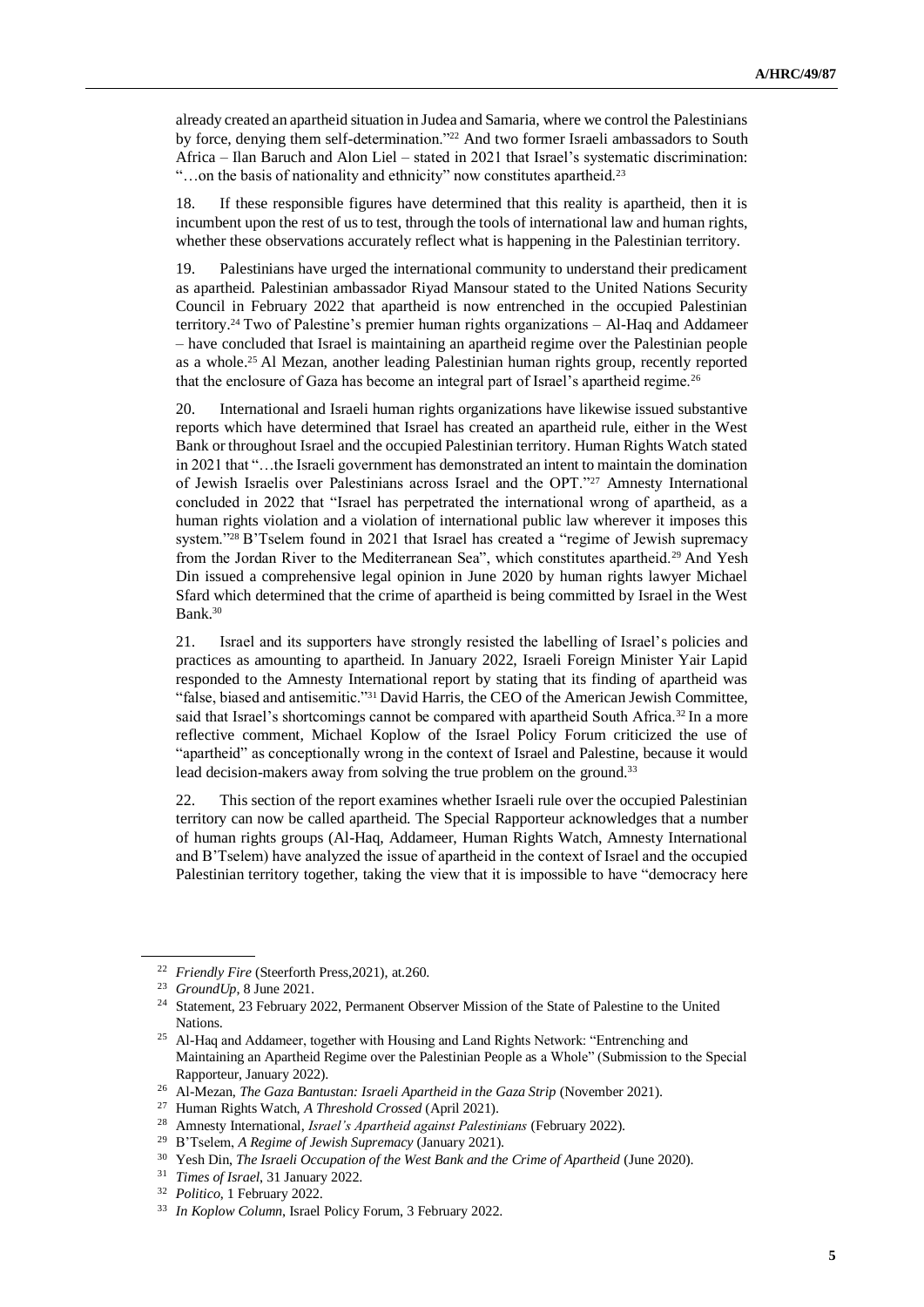already created an apartheid situation in Judea and Samaria, where we control the Palestinians by force, denying them self-determination."[22] And two former Israeli ambassadors to South Africa – Ilan Baruch and Alon Liel – stated in 2021 that Israel's systematic discrimination: "…on the basis of nationality and ethnicity" now constitutes apartheid.[23]

18. If these responsible figures have determined that this reality is apartheid, then it is incumbent upon the rest of us to test, through the tools of international law and human rights, whether these observations accurately reflect what is happening in the Palestinian territory.

19. Palestinians have urged the international community to understand their predicament as apartheid. Palestinian ambassador Riyad Mansour stated to the United Nations Security Council in February 2022 that apartheid is now entrenched in the occupied Palestinian territory.[24] Two of Palestine's premier human rights organizations – Al-Haq and Addameer – have concluded that Israel is maintaining an apartheid regime over the Palestinian people as a whole.[25] Al Mezan, another leading Palestinian human rights group, recently reported that the enclosure of Gaza has become an integral part of Israel's apartheid regime.[26]

20. International and Israeli human rights organizations have likewise issued substantive reports which have determined that Israel has created an apartheid rule, either in the West Bank or throughout Israel and the occupied Palestinian territory. Human Rights Watch stated in 2021 that "…the Israeli government has demonstrated an intent to maintain the domination of Jewish Israelis over Palestinians across Israel and the OPT."[27] Amnesty International concluded in 2022 that "Israel has perpetrated the international wrong of apartheid, as a human rights violation and a violation of international public law wherever it imposes this system."[28] B'Tselem found in 2021 that Israel has created a "regime of Jewish supremacy from the Jordan River to the Mediterranean Sea", which constitutes apartheid.[29] And Yesh Din issued a comprehensive legal opinion in June 2020 by human rights lawyer Michael Sfard which determined that the crime of apartheid is being committed by Israel in the West Bank.[30]

21. Israel and its supporters have strongly resisted the labelling of Israel's policies and practices as amounting to apartheid. In January 2022, Israeli Foreign Minister Yair Lapid responded to the Amnesty International report by stating that its finding of apartheid was "false, biased and antisemitic."[31] David Harris, the CEO of the American Jewish Committee, said that Israel's shortcomings cannot be compared with apartheid South Africa.[32] In a more reflective comment, Michael Koplow of the Israel Policy Forum criticized the use of "apartheid" as conceptionally wrong in the context of Israel and Palestine, because it would lead decision-makers away from solving the true problem on the ground.[33]

22. This section of the report examines whether Israeli rule over the occupied Palestinian territory can now be called apartheid. The Special Rapporteur acknowledges that a number of human rights groups (Al-Haq, Addameer, Human Rights Watch, Amnesty International and B'Tselem) have analyzed the issue of apartheid in the context of Israel and the occupied Palestinian territory together, taking the view that it is impossible to have "democracy here

---

[22] *Friendly Fire* (Steerforth Press,2021), at.260.

[23] *GroundUp*, 8 June 2021.

[24] Statement, 23 February 2022, Permanent Observer Mission of the State of Palestine to the United Nations.

[25] Al-Haq and Addameer, together with Housing and Land Rights Network: "Entrenching and Maintaining an Apartheid Regime over the Palestinian People as a Whole" (Submission to the Special Rapporteur, January 2022).

[26] Al-Mezan, *The Gaza Bantustan: Israeli Apartheid in the Gaza Strip* (November 2021).

[27] Human Rights Watch, *A Threshold Crossed* (April 2021).

[28] Amnesty International, *Israel's Apartheid against Palestinians* (February 2022).

[29] B'Tselem, *A Regime of Jewish Supremacy* (January 2021).

[30] Yesh Din, *The Israeli Occupation of the West Bank and the Crime of Apartheid* (June 2020).

[31] *Times of Israel*, 31 January 2022.

[32] *Politico*, 1 February 2022.

[33] *In Koplow Column*, Israel Policy Forum, 3 February 2022.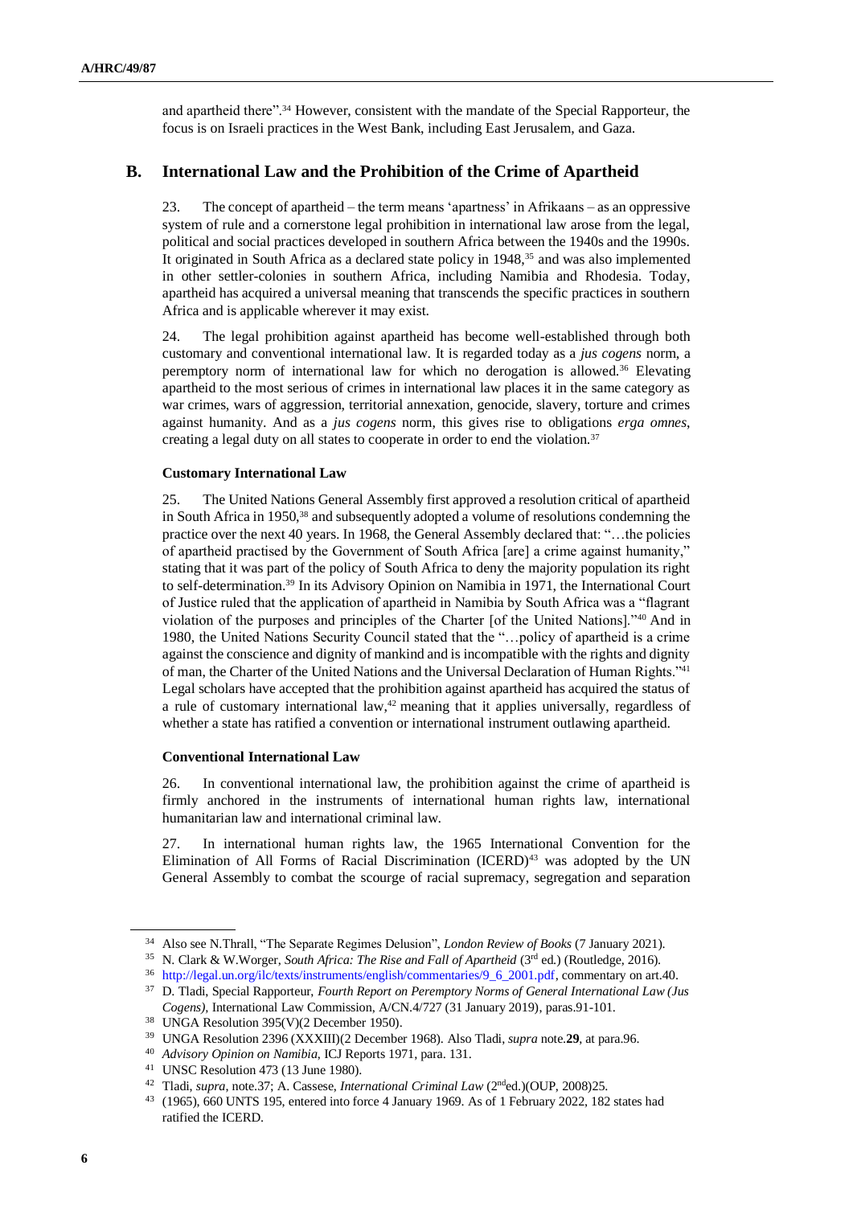and apartheid there".[34] However, consistent with the mandate of the Special Rapporteur, the focus is on Israeli practices in the West Bank, including East Jerusalem, and Gaza.

## B. International Law and the Prohibition of the Crime of Apartheid

23. The concept of apartheid – the term means 'apartness' in Afrikaans – as an oppressive system of rule and a cornerstone legal prohibition in international law arose from the legal, political and social practices developed in southern Africa between the 1940s and the 1990s. It originated in South Africa as a declared state policy in 1948,[35] and was also implemented in other settler-colonies in southern Africa, including Namibia and Rhodesia. Today, apartheid has acquired a universal meaning that transcends the specific practices in southern Africa and is applicable wherever it may exist.

24. The legal prohibition against apartheid has become well-established through both customary and conventional international law. It is regarded today as a *jus cogens* norm, a peremptory norm of international law for which no derogation is allowed.[36] Elevating apartheid to the most serious of crimes in international law places it in the same category as war crimes, wars of aggression, territorial annexation, genocide, slavery, torture and crimes against humanity. And as a *jus cogens* norm, this gives rise to obligations *erga omnes*, creating a legal duty on all states to cooperate in order to end the violation.[37]

### Customary International Law

25. The United Nations General Assembly first approved a resolution critical of apartheid in South Africa in 1950,[38] and subsequently adopted a volume of resolutions condemning the practice over the next 40 years. In 1968, the General Assembly declared that: "…the policies of apartheid practised by the Government of South Africa [are] a crime against humanity," stating that it was part of the policy of South Africa to deny the majority population its right to self-determination.[39] In its Advisory Opinion on Namibia in 1971, the International Court of Justice ruled that the application of apartheid in Namibia by South Africa was a "flagrant violation of the purposes and principles of the Charter [of the United Nations]."[40] And in 1980, the United Nations Security Council stated that the "…policy of apartheid is a crime against the conscience and dignity of mankind and is incompatible with the rights and dignity of man, the Charter of the United Nations and the Universal Declaration of Human Rights."[41] Legal scholars have accepted that the prohibition against apartheid has acquired the status of a rule of customary international law,[42] meaning that it applies universally, regardless of whether a state has ratified a convention or international instrument outlawing apartheid.

### Conventional International Law

26. In conventional international law, the prohibition against the crime of apartheid is firmly anchored in the instruments of international human rights law, international humanitarian law and international criminal law.

27. In international human rights law, the 1965 International Convention for the Elimination of All Forms of Racial Discrimination (ICERD)[43] was adopted by the UN General Assembly to combat the scourge of racial supremacy, segregation and separation

---

[34] Also see N.Thrall, "The Separate Regimes Delusion", *London Review of Books* (7 January 2021).

[35] N. Clark & W.Worger, *South Africa: The Rise and Fall of Apartheid* (3rd ed.) (Routledge, 2016).

[36] http://legal.un.org/ilc/texts/instruments/english/commentaries/9_6_2001.pdf, commentary on art.40.

[37] D. Tladi, Special Rapporteur, *Fourth Report on Peremptory Norms of General International Law (Jus Cogens)*, International Law Commission, A/CN.4/727 (31 January 2019), paras.91-101.

[38] UNGA Resolution 395(V)(2 December 1950).

[39] UNGA Resolution 2396 (XXXIII)(2 December 1968). Also Tladi, *supra* note.**29**, at para.96.

[40] *Advisory Opinion on Namibia*, ICJ Reports 1971, para. 131.

[41] UNSC Resolution 473 (13 June 1980).

[42] Tladi, *supra*, note.37; A. Cassese, *International Criminal Law* (2nd ed.)(OUP, 2008)25.

[43] (1965), 660 UNTS 195, entered into force 4 January 1969. As of 1 February 2022, 182 states had ratified the ICERD.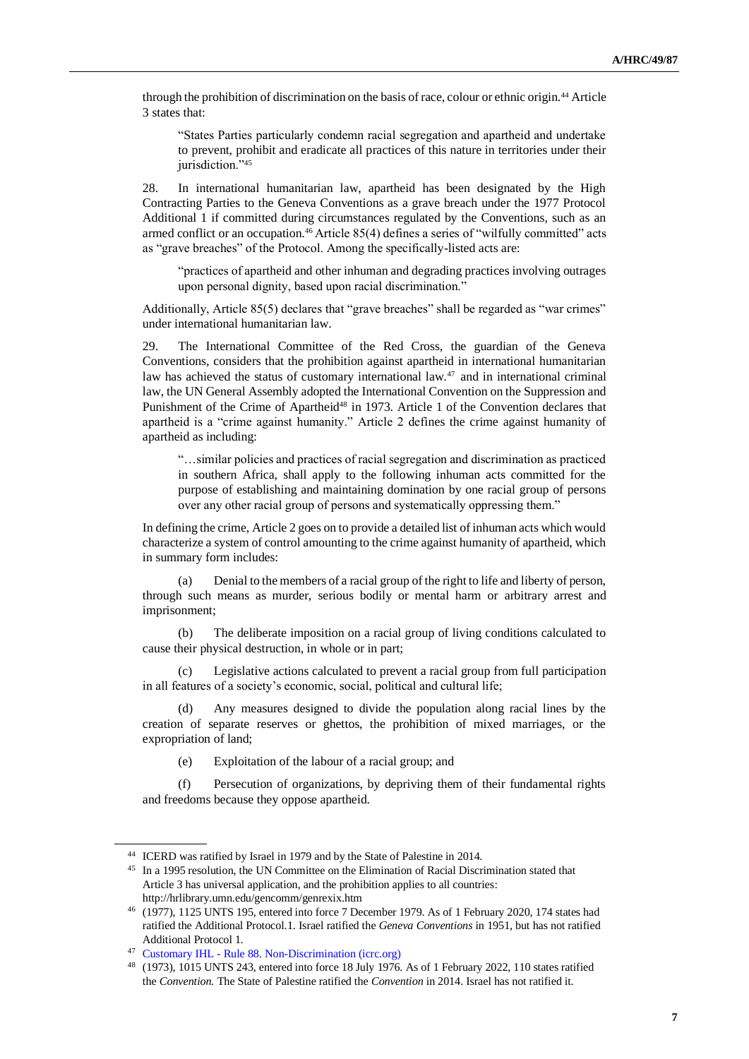through the prohibition of discrimination on the basis of race, colour or ethnic origin.[44] Article 3 states that:

> "States Parties particularly condemn racial segregation and apartheid and undertake to prevent, prohibit and eradicate all practices of this nature in territories under their jurisdiction."[45]

28. In international humanitarian law, apartheid has been designated by the High Contracting Parties to the Geneva Conventions as a grave breach under the 1977 Protocol Additional 1 if committed during circumstances regulated by the Conventions, such as an armed conflict or an occupation.[46] Article 85(4) defines a series of "wilfully committed" acts as "grave breaches" of the Protocol. Among the specifically-listed acts are:

> "practices of apartheid and other inhuman and degrading practices involving outrages upon personal dignity, based upon racial discrimination."

Additionally, Article 85(5) declares that "grave breaches" shall be regarded as "war crimes" under international humanitarian law.

29. The International Committee of the Red Cross, the guardian of the Geneva Conventions, considers that the prohibition against apartheid in international humanitarian law has achieved the status of customary international law.[47] and in international criminal law, the UN General Assembly adopted the International Convention on the Suppression and Punishment of the Crime of Apartheid[48] in 1973. Article 1 of the Convention declares that apartheid is a "crime against humanity." Article 2 defines the crime against humanity of apartheid as including:

> "…similar policies and practices of racial segregation and discrimination as practiced in southern Africa, shall apply to the following inhuman acts committed for the purpose of establishing and maintaining domination by one racial group of persons over any other racial group of persons and systematically oppressing them."

In defining the crime, Article 2 goes on to provide a detailed list of inhuman acts which would characterize a system of control amounting to the crime against humanity of apartheid, which in summary form includes:

(a) Denial to the members of a racial group of the right to life and liberty of person, through such means as murder, serious bodily or mental harm or arbitrary arrest and imprisonment;

(b) The deliberate imposition on a racial group of living conditions calculated to cause their physical destruction, in whole or in part;

(c) Legislative actions calculated to prevent a racial group from full participation in all features of a society's economic, social, political and cultural life;

(d) Any measures designed to divide the population along racial lines by the creation of separate reserves or ghettos, the prohibition of mixed marriages, or the expropriation of land;

(e) Exploitation of the labour of a racial group; and

(f) Persecution of organizations, by depriving them of their fundamental rights and freedoms because they oppose apartheid.

---

[44] ICERD was ratified by Israel in 1979 and by the State of Palestine in 2014.

[45] In a 1995 resolution, the UN Committee on the Elimination of Racial Discrimination stated that Article 3 has universal application, and the prohibition applies to all countries: http://hrlibrary.umn.edu/gencomm/genrexix.htm

[46] (1977), 1125 UNTS 195, entered into force 7 December 1979. As of 1 February 2020, 174 states had ratified the Additional Protocol.1. Israel ratified the *Geneva Conventions* in 1951, but has not ratified Additional Protocol 1.

[47] Customary IHL - Rule 88. Non-Discrimination (icrc.org)

[48] (1973), 1015 UNTS 243, entered into force 18 July 1976. As of 1 February 2022, 110 states ratified the *Convention.* The State of Palestine ratified the *Convention* in 2014. Israel has not ratified it.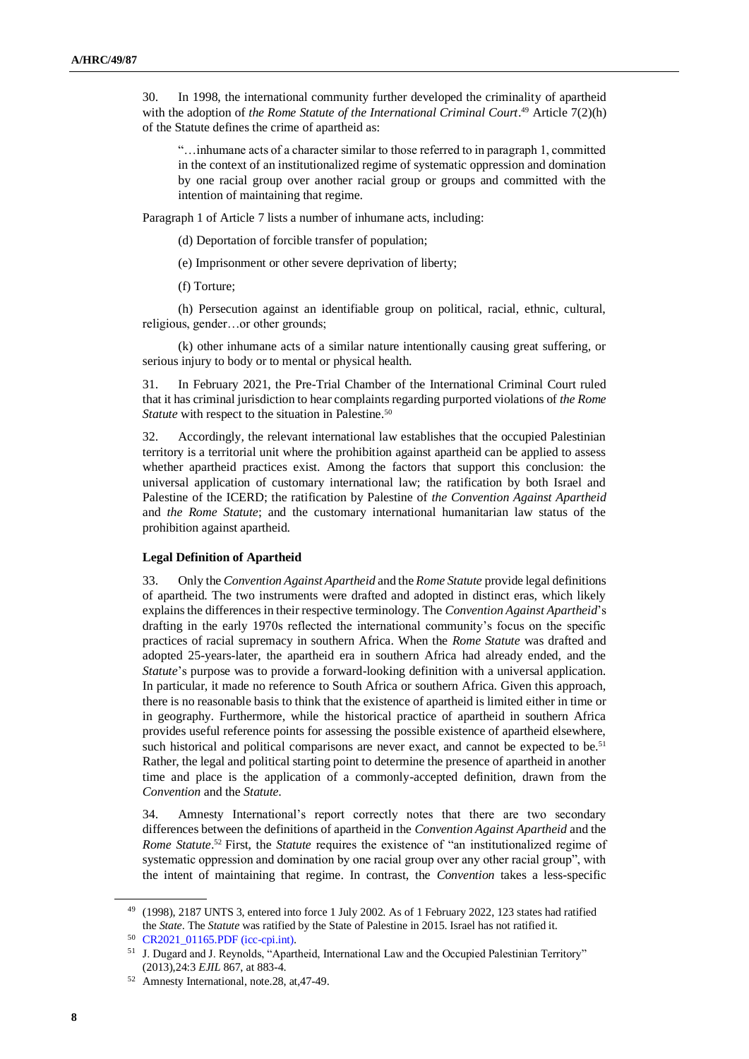30. In 1998, the international community further developed the criminality of apartheid with the adoption of *the Rome Statute of the International Criminal Court*.[49] Article 7(2)(h) of the Statute defines the crime of apartheid as:

> "…inhumane acts of a character similar to those referred to in paragraph 1, committed in the context of an institutionalized regime of systematic oppression and domination by one racial group over another racial group or groups and committed with the intention of maintaining that regime.

Paragraph 1 of Article 7 lists a number of inhumane acts, including:

> (d) Deportation of forcible transfer of population;
>
> (e) Imprisonment or other severe deprivation of liberty;
>
> (f) Torture;
>
> (h) Persecution against an identifiable group on political, racial, ethnic, cultural, religious, gender…or other grounds;
>
> (k) other inhumane acts of a similar nature intentionally causing great suffering, or serious injury to body or to mental or physical health.

31. In February 2021, the Pre-Trial Chamber of the International Criminal Court ruled that it has criminal jurisdiction to hear complaints regarding purported violations of *the Rome Statute* with respect to the situation in Palestine.[50]

32. Accordingly, the relevant international law establishes that the occupied Palestinian territory is a territorial unit where the prohibition against apartheid can be applied to assess whether apartheid practices exist. Among the factors that support this conclusion: the universal application of customary international law; the ratification by both Israel and Palestine of the ICERD; the ratification by Palestine of *the Convention Against Apartheid* and *the Rome Statute*; and the customary international humanitarian law status of the prohibition against apartheid.

**Legal Definition of Apartheid**

33. Only the *Convention Against Apartheid* and the *Rome Statute* provide legal definitions of apartheid. The two instruments were drafted and adopted in distinct eras, which likely explains the differences in their respective terminology. The *Convention Against Apartheid*'s drafting in the early 1970s reflected the international community's focus on the specific practices of racial supremacy in southern Africa. When the *Rome Statute* was drafted and adopted 25-years-later, the apartheid era in southern Africa had already ended, and the *Statute*'s purpose was to provide a forward-looking definition with a universal application. In particular, it made no reference to South Africa or southern Africa. Given this approach, there is no reasonable basis to think that the existence of apartheid is limited either in time or in geography. Furthermore, while the historical practice of apartheid in southern Africa provides useful reference points for assessing the possible existence of apartheid elsewhere, such historical and political comparisons are never exact, and cannot be expected to be.[51] Rather, the legal and political starting point to determine the presence of apartheid in another time and place is the application of a commonly-accepted definition, drawn from the *Convention* and the *Statute*.

34. Amnesty International's report correctly notes that there are two secondary differences between the definitions of apartheid in the *Convention Against Apartheid* and the *Rome Statute*.[52] First, the *Statute* requires the existence of "an institutionalized regime of systematic oppression and domination by one racial group over any other racial group", with the intent of maintaining that regime. In contrast, the *Convention* takes a less-specific

---

[49] (1998), 2187 UNTS 3, entered into force 1 July 2002. As of 1 February 2022, 123 states had ratified the *State*. The *Statute* was ratified by the State of Palestine in 2015. Israel has not ratified it.

[50] CR2021_01165.PDF (icc-cpi.int).

[51] J. Dugard and J. Reynolds, "Apartheid, International Law and the Occupied Palestinian Territory" (2013),24:3 *EJIL* 867, at 883-4.

[52] Amnesty International, note.28, at,47-49.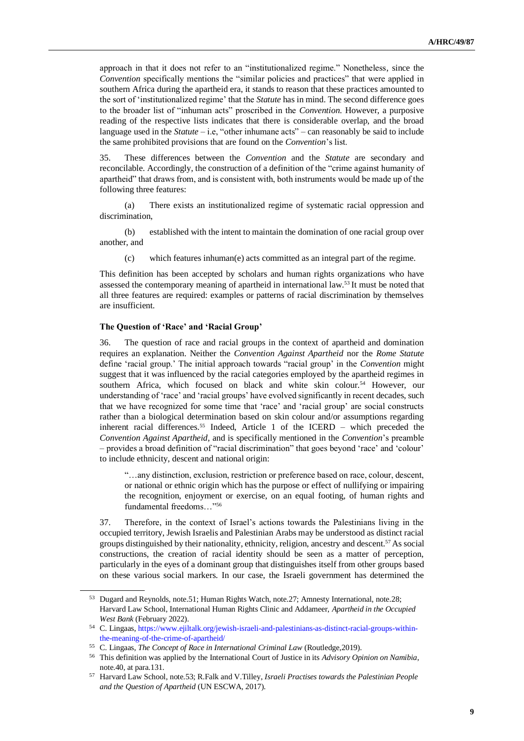approach in that it does not refer to an "institutionalized regime." Nonetheless, since the *Convention* specifically mentions the "similar policies and practices" that were applied in southern Africa during the apartheid era, it stands to reason that these practices amounted to the sort of 'institutionalized regime' that the *Statute* has in mind. The second difference goes to the broader list of "inhuman acts" proscribed in the *Convention.* However, a purposive reading of the respective lists indicates that there is considerable overlap, and the broad language used in the *Statute* – i.e, "other inhumane acts" – can reasonably be said to include the same prohibited provisions that are found on the *Convention*'s list.

35. These differences between the *Convention* and the *Statute* are secondary and reconcilable. Accordingly, the construction of a definition of the "crime against humanity of apartheid" that draws from, and is consistent with, both instruments would be made up of the following three features:

(a) There exists an institutionalized regime of systematic racial oppression and discrimination,

(b) established with the intent to maintain the domination of one racial group over another, and

(c) which features inhuman(e) acts committed as an integral part of the regime.

This definition has been accepted by scholars and human rights organizations who have assessed the contemporary meaning of apartheid in international law.[53] It must be noted that all three features are required: examples or patterns of racial discrimination by themselves are insufficient.

**The Question of 'Race' and 'Racial Group'**

36. The question of race and racial groups in the context of apartheid and domination requires an explanation. Neither the *Convention Against Apartheid* nor the *Rome Statute* define 'racial group.' The initial approach towards "racial group" in the *Convention* might suggest that it was influenced by the racial categories employed by the apartheid regimes in southern Africa, which focused on black and white skin colour.[54] However, our understanding of 'race' and 'racial groups' have evolved significantly in recent decades, such that we have recognized for some time that 'race' and 'racial group' are social constructs rather than a biological determination based on skin colour and/or assumptions regarding inherent racial differences.[55] Indeed, Article 1 of the ICERD – which preceded the *Convention Against Apartheid*, and is specifically mentioned in the *Convention*'s preamble – provides a broad definition of "racial discrimination" that goes beyond 'race' and 'colour' to include ethnicity, descent and national origin:

> "…any distinction, exclusion, restriction or preference based on race, colour, descent, or national or ethnic origin which has the purpose or effect of nullifying or impairing the recognition, enjoyment or exercise, on an equal footing, of human rights and fundamental freedoms…"[56]

37. Therefore, in the context of Israel's actions towards the Palestinians living in the occupied territory, Jewish Israelis and Palestinian Arabs may be understood as distinct racial groups distinguished by their nationality, ethnicity, religion, ancestry and descent.[57] As social constructions, the creation of racial identity should be seen as a matter of perception, particularly in the eyes of a dominant group that distinguishes itself from other groups based on these various social markers. In our case, the Israeli government has determined the

---

[53] Dugard and Reynolds, note.51; Human Rights Watch, note.27; Amnesty International, note.28; Harvard Law School, International Human Rights Clinic and Addameer, *Apartheid in the Occupied West Bank* (February 2022).

[54] C. Lingaas, https://www.ejiltalk.org/jewish-israeli-and-palestinians-as-distinct-racial-groups-within-the-meaning-of-the-crime-of-apartheid/

[55] C. Lingaas, *The Concept of Race in International Criminal Law* (Routledge,2019).

[56] This definition was applied by the International Court of Justice in its *Advisory Opinion on Namibia*, note.40, at para.131.

[57] Harvard Law School, note.53; R.Falk and V.Tilley, *Israeli Practises towards the Palestinian People and the Question of Apartheid* (UN ESCWA, 2017).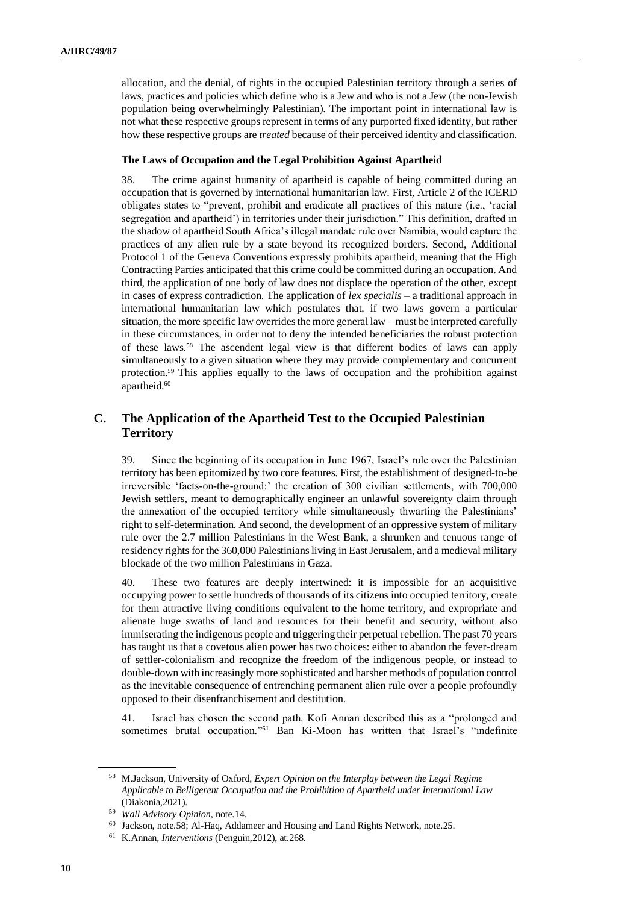allocation, and the denial, of rights in the occupied Palestinian territory through a series of laws, practices and policies which define who is a Jew and who is not a Jew (the non-Jewish population being overwhelmingly Palestinian). The important point in international law is not what these respective groups represent in terms of any purported fixed identity, but rather how these respective groups are *treated* because of their perceived identity and classification.

#### The Laws of Occupation and the Legal Prohibition Against Apartheid

38. The crime against humanity of apartheid is capable of being committed during an occupation that is governed by international humanitarian law. First, Article 2 of the ICERD obligates states to "prevent, prohibit and eradicate all practices of this nature (i.e., 'racial segregation and apartheid') in territories under their jurisdiction." This definition, drafted in the shadow of apartheid South Africa's illegal mandate rule over Namibia, would capture the practices of any alien rule by a state beyond its recognized borders. Second, Additional Protocol 1 of the Geneva Conventions expressly prohibits apartheid, meaning that the High Contracting Parties anticipated that this crime could be committed during an occupation. And third, the application of one body of law does not displace the operation of the other, except in cases of express contradiction. The application of *lex specialis* – a traditional approach in international humanitarian law which postulates that, if two laws govern a particular situation, the more specific law overrides the more general law – must be interpreted carefully in these circumstances, in order not to deny the intended beneficiaries the robust protection of these laws.[58] The ascendent legal view is that different bodies of laws can apply simultaneously to a given situation where they may provide complementary and concurrent protection.[59] This applies equally to the laws of occupation and the prohibition against apartheid.[60]

## C. The Application of the Apartheid Test to the Occupied Palestinian Territory

39. Since the beginning of its occupation in June 1967, Israel's rule over the Palestinian territory has been epitomized by two core features. First, the establishment of designed-to-be irreversible 'facts-on-the-ground:' the creation of 300 civilian settlements, with 700,000 Jewish settlers, meant to demographically engineer an unlawful sovereignty claim through the annexation of the occupied territory while simultaneously thwarting the Palestinians' right to self-determination. And second, the development of an oppressive system of military rule over the 2.7 million Palestinians in the West Bank, a shrunken and tenuous range of residency rights for the 360,000 Palestinians living in East Jerusalem, and a medieval military blockade of the two million Palestinians in Gaza.

40. These two features are deeply intertwined: it is impossible for an acquisitive occupying power to settle hundreds of thousands of its citizens into occupied territory, create for them attractive living conditions equivalent to the home territory, and expropriate and alienate huge swaths of land and resources for their benefit and security, without also immiserating the indigenous people and triggering their perpetual rebellion. The past 70 years has taught us that a covetous alien power has two choices: either to abandon the fever-dream of settler-colonialism and recognize the freedom of the indigenous people, or instead to double-down with increasingly more sophisticated and harsher methods of population control as the inevitable consequence of entrenching permanent alien rule over a people profoundly opposed to their disenfranchisement and destitution.

41. Israel has chosen the second path. Kofi Annan described this as a "prolonged and sometimes brutal occupation."[61] Ban Ki-Moon has written that Israel's "indefinite

---

[58] M.Jackson, University of Oxford, *Expert Opinion on the Interplay between the Legal Regime Applicable to Belligerent Occupation and the Prohibition of Apartheid under International Law* (Diakonia,2021).

[59] *Wall Advisory Opinion*, note.14.

[60] Jackson, note.58; Al-Haq, Addameer and Housing and Land Rights Network, note.25.

[61] K.Annan, *Interventions* (Penguin,2012), at.268.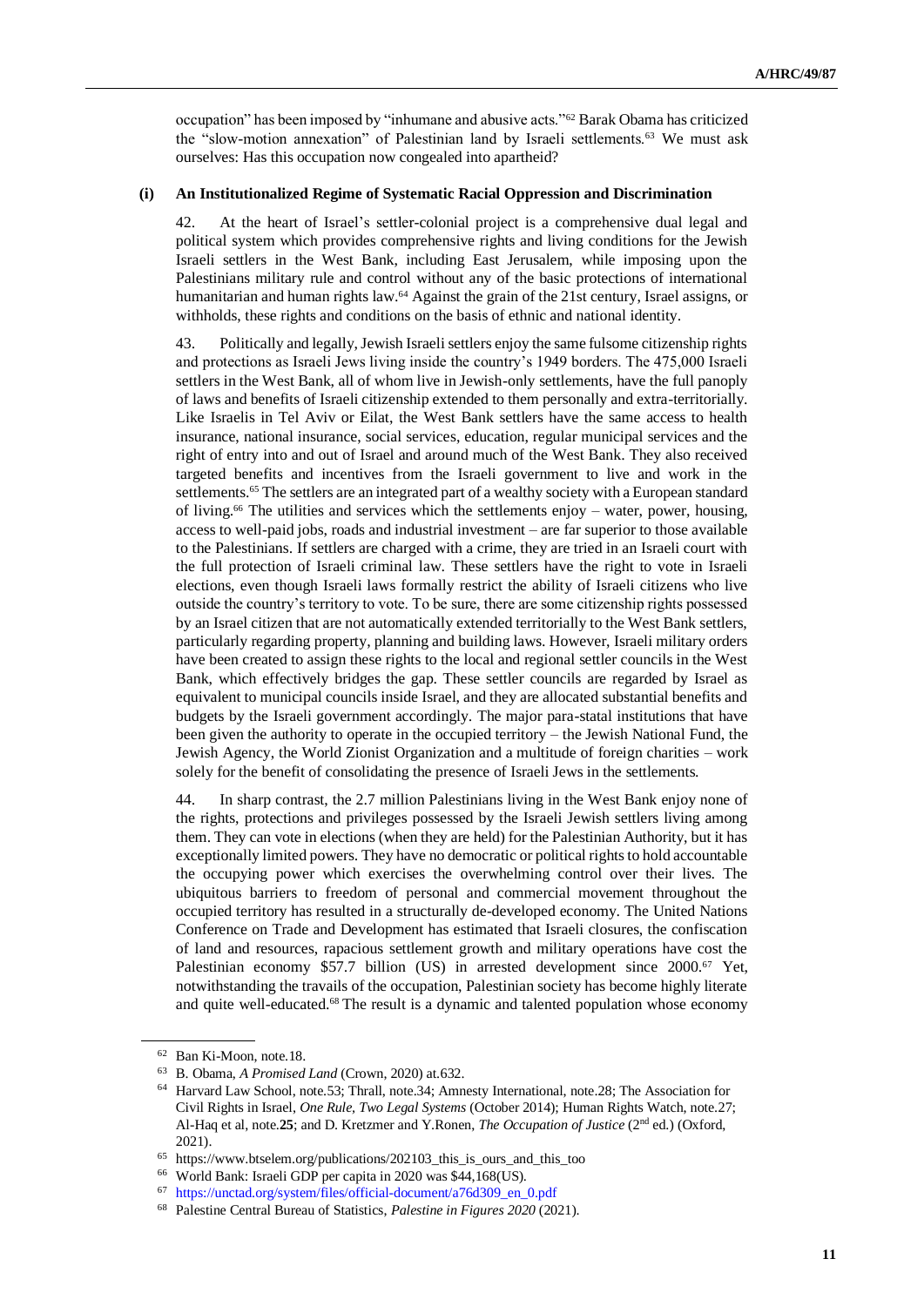occupation" has been imposed by "inhumane and abusive acts."[62] Barak Obama has criticized the "slow-motion annexation" of Palestinian land by Israeli settlements.[63] We must ask ourselves: Has this occupation now congealed into apartheid?

### (i) An Institutionalized Regime of Systematic Racial Oppression and Discrimination

42. At the heart of Israel's settler-colonial project is a comprehensive dual legal and political system which provides comprehensive rights and living conditions for the Jewish Israeli settlers in the West Bank, including East Jerusalem, while imposing upon the Palestinians military rule and control without any of the basic protections of international humanitarian and human rights law.[64] Against the grain of the 21st century, Israel assigns, or withholds, these rights and conditions on the basis of ethnic and national identity.

43. Politically and legally, Jewish Israeli settlers enjoy the same fulsome citizenship rights and protections as Israeli Jews living inside the country's 1949 borders. The 475,000 Israeli settlers in the West Bank, all of whom live in Jewish-only settlements, have the full panoply of laws and benefits of Israeli citizenship extended to them personally and extra-territorially. Like Israelis in Tel Aviv or Eilat, the West Bank settlers have the same access to health insurance, national insurance, social services, education, regular municipal services and the right of entry into and out of Israel and around much of the West Bank. They also received targeted benefits and incentives from the Israeli government to live and work in the settlements.[65] The settlers are an integrated part of a wealthy society with a European standard of living.[66] The utilities and services which the settlements enjoy – water, power, housing, access to well-paid jobs, roads and industrial investment – are far superior to those available to the Palestinians. If settlers are charged with a crime, they are tried in an Israeli court with the full protection of Israeli criminal law. These settlers have the right to vote in Israeli elections, even though Israeli laws formally restrict the ability of Israeli citizens who live outside the country's territory to vote. To be sure, there are some citizenship rights possessed by an Israel citizen that are not automatically extended territorially to the West Bank settlers, particularly regarding property, planning and building laws. However, Israeli military orders have been created to assign these rights to the local and regional settler councils in the West Bank, which effectively bridges the gap. These settler councils are regarded by Israel as equivalent to municipal councils inside Israel, and they are allocated substantial benefits and budgets by the Israeli government accordingly. The major para-statal institutions that have been given the authority to operate in the occupied territory – the Jewish National Fund, the Jewish Agency, the World Zionist Organization and a multitude of foreign charities – work solely for the benefit of consolidating the presence of Israeli Jews in the settlements.

44. In sharp contrast, the 2.7 million Palestinians living in the West Bank enjoy none of the rights, protections and privileges possessed by the Israeli Jewish settlers living among them. They can vote in elections (when they are held) for the Palestinian Authority, but it has exceptionally limited powers. They have no democratic or political rights to hold accountable the occupying power which exercises the overwhelming control over their lives. The ubiquitous barriers to freedom of personal and commercial movement throughout the occupied territory has resulted in a structurally de-developed economy. The United Nations Conference on Trade and Development has estimated that Israeli closures, the confiscation of land and resources, rapacious settlement growth and military operations have cost the Palestinian economy $57.7 billion (US) in arrested development since 2000.[67] Yet, notwithstanding the travails of the occupation, Palestinian society has become highly literate and quite well-educated.[68] The result is a dynamic and talented population whose economy

---

[62] Ban Ki-Moon, note.18.

[63] B. Obama, *A Promised Land* (Crown, 2020) at.632.

[64] Harvard Law School, note.53; Thrall, note.34; Amnesty International, note.28; The Association for Civil Rights in Israel, *One Rule, Two Legal Systems* (October 2014); Human Rights Watch, note.27; Al-Haq et al, note.**25**; and D. Kretzmer and Y.Ronen, *The Occupation of Justice* (2nd ed.) (Oxford, 2021).

[65] https://www.btselem.org/publications/202103_this_is_ours_and_this_too

[66] World Bank: Israeli GDP per capita in 2020 was $44,168(US).

[67] https://unctad.org/system/files/official-document/a76d309_en_0.pdf

[68] Palestine Central Bureau of Statistics, *Palestine in Figures 2020* (2021).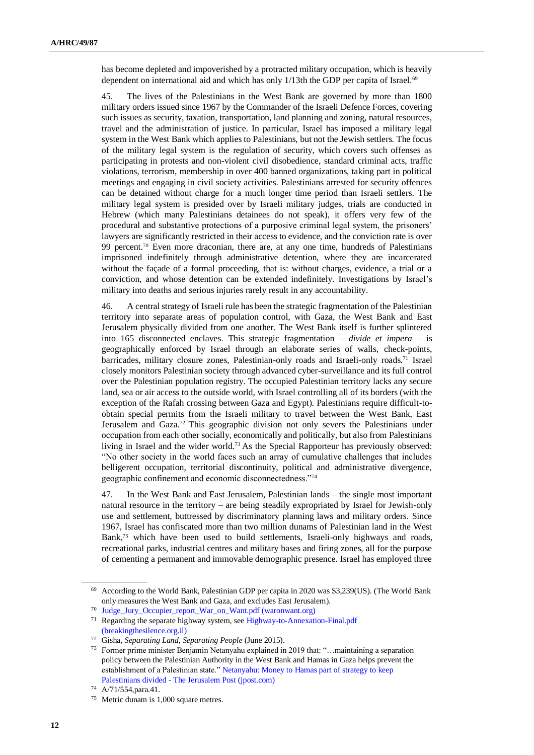has become depleted and impoverished by a protracted military occupation, which is heavily dependent on international aid and which has only 1/13th the GDP per capita of Israel.[69]

45. The lives of the Palestinians in the West Bank are governed by more than 1800 military orders issued since 1967 by the Commander of the Israeli Defence Forces, covering such issues as security, taxation, transportation, land planning and zoning, natural resources, travel and the administration of justice. In particular, Israel has imposed a military legal system in the West Bank which applies to Palestinians, but not the Jewish settlers. The focus of the military legal system is the regulation of security, which covers such offenses as participating in protests and non-violent civil disobedience, standard criminal acts, traffic violations, terrorism, membership in over 400 banned organizations, taking part in political meetings and engaging in civil society activities. Palestinians arrested for security offences can be detained without charge for a much longer time period than Israeli settlers. The military legal system is presided over by Israeli military judges, trials are conducted in Hebrew (which many Palestinians detainees do not speak), it offers very few of the procedural and substantive protections of a purposive criminal legal system, the prisoners' lawyers are significantly restricted in their access to evidence, and the conviction rate is over 99 percent.[70] Even more draconian, there are, at any one time, hundreds of Palestinians imprisoned indefinitely through administrative detention, where they are incarcerated without the façade of a formal proceeding, that is: without charges, evidence, a trial or a conviction, and whose detention can be extended indefinitely. Investigations by Israel's military into deaths and serious injuries rarely result in any accountability.

46. A central strategy of Israeli rule has been the strategic fragmentation of the Palestinian territory into separate areas of population control, with Gaza, the West Bank and East Jerusalem physically divided from one another. The West Bank itself is further splintered into 165 disconnected enclaves. This strategic fragmentation – *divide et impera* – is geographically enforced by Israel through an elaborate series of walls, check-points, barricades, military closure zones, Palestinian-only roads and Israeli-only roads.[71] Israel closely monitors Palestinian society through advanced cyber-surveillance and its full control over the Palestinian population registry. The occupied Palestinian territory lacks any secure land, sea or air access to the outside world, with Israel controlling all of its borders (with the exception of the Rafah crossing between Gaza and Egypt). Palestinians require difficult-to-obtain special permits from the Israeli military to travel between the West Bank, East Jerusalem and Gaza.[72] This geographic division not only severs the Palestinians under occupation from each other socially, economically and politically, but also from Palestinians living in Israel and the wider world.[73] As the Special Rapporteur has previously observed: "No other society in the world faces such an array of cumulative challenges that includes belligerent occupation, territorial discontinuity, political and administrative divergence, geographic confinement and economic disconnectedness."[74]

47. In the West Bank and East Jerusalem, Palestinian lands – the single most important natural resource in the territory – are being steadily expropriated by Israel for Jewish-only use and settlement, buttressed by discriminatory planning laws and military orders. Since 1967, Israel has confiscated more than two million dunams of Palestinian land in the West Bank,[75] which have been used to build settlements, Israeli-only highways and roads, recreational parks, industrial centres and military bases and firing zones, all for the purpose of cementing a permanent and immovable demographic presence. Israel has employed three

---

[69] According to the World Bank, Palestinian GDP per capita in 2020 was $3,239(US). (The World Bank only measures the West Bank and Gaza, and excludes East Jerusalem).

[70] Judge_Jury_Occupier_report_War_on_Want.pdf (waronwant.org)

[71] Regarding the separate highway system, see Highway-to-Annexation-Final.pdf (breakingthesilence.org.il)

[72] Gisha, *Separating Land, Separating People* (June 2015).

[73] Former prime minister Benjamin Netanyahu explained in 2019 that: "…maintaining a separation policy between the Palestinian Authority in the West Bank and Hamas in Gaza helps prevent the establishment of a Palestinian state." Netanyahu: Money to Hamas part of strategy to keep Palestinians divided - The Jerusalem Post (jpost.com)

[74] A/71/554,para.41.

[75] Metric dunam is 1,000 square metres.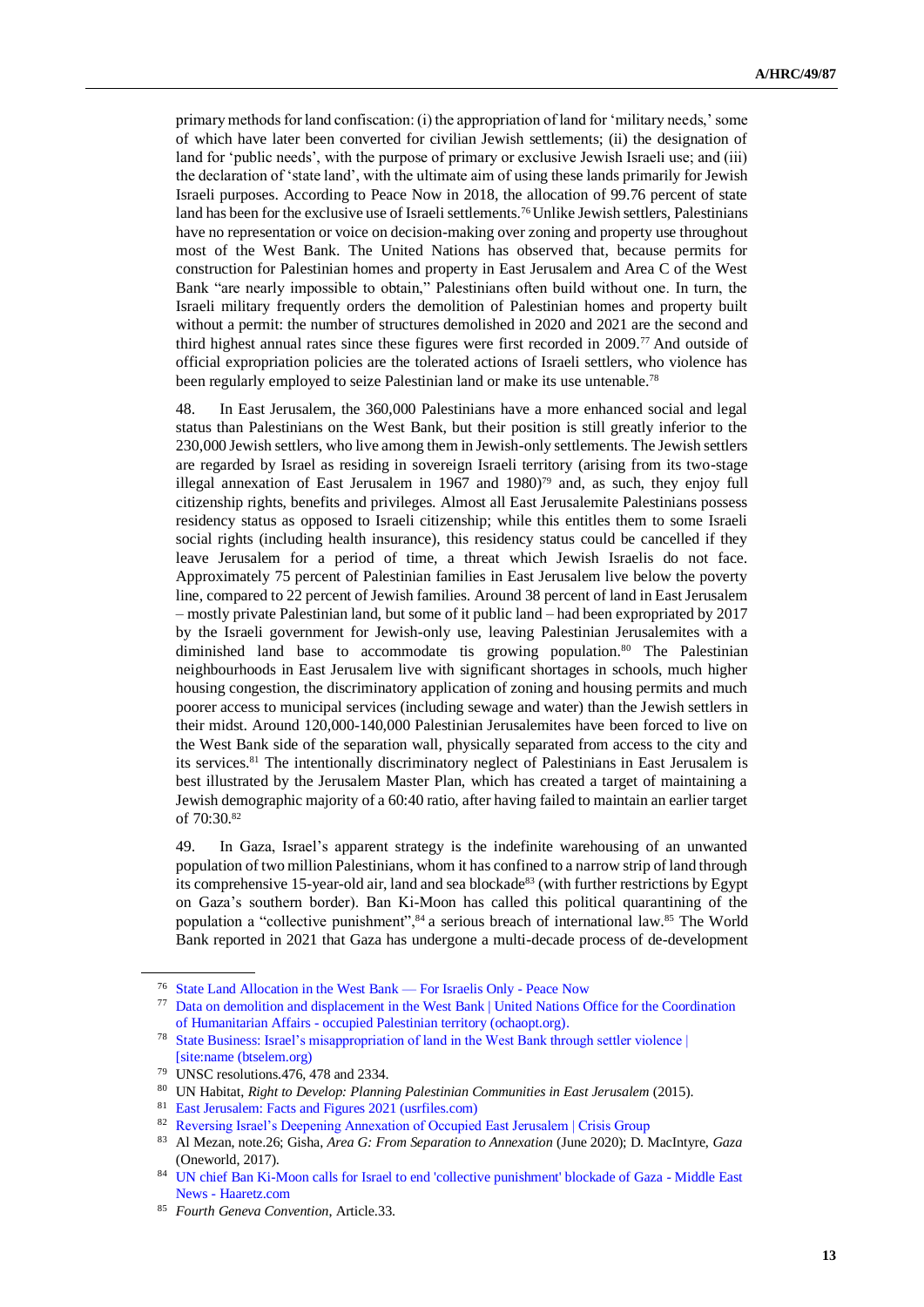primary methods for land confiscation: (i) the appropriation of land for 'military needs,' some of which have later been converted for civilian Jewish settlements; (ii) the designation of land for 'public needs', with the purpose of primary or exclusive Jewish Israeli use; and (iii) the declaration of 'state land', with the ultimate aim of using these lands primarily for Jewish Israeli purposes. According to Peace Now in 2018, the allocation of 99.76 percent of state land has been for the exclusive use of Israeli settlements.[76] Unlike Jewish settlers, Palestinians have no representation or voice on decision-making over zoning and property use throughout most of the West Bank. The United Nations has observed that, because permits for construction for Palestinian homes and property in East Jerusalem and Area C of the West Bank "are nearly impossible to obtain," Palestinians often build without one. In turn, the Israeli military frequently orders the demolition of Palestinian homes and property built without a permit: the number of structures demolished in 2020 and 2021 are the second and third highest annual rates since these figures were first recorded in 2009.[77] And outside of official expropriation policies are the tolerated actions of Israeli settlers, who violence has been regularly employed to seize Palestinian land or make its use untenable.[78]

48. In East Jerusalem, the 360,000 Palestinians have a more enhanced social and legal status than Palestinians on the West Bank, but their position is still greatly inferior to the 230,000 Jewish settlers, who live among them in Jewish-only settlements. The Jewish settlers are regarded by Israel as residing in sovereign Israeli territory (arising from its two-stage illegal annexation of East Jerusalem in 1967 and 1980)[79] and, as such, they enjoy full citizenship rights, benefits and privileges. Almost all East Jerusalemite Palestinians possess residency status as opposed to Israeli citizenship; while this entitles them to some Israeli social rights (including health insurance), this residency status could be cancelled if they leave Jerusalem for a period of time, a threat which Jewish Israelis do not face. Approximately 75 percent of Palestinian families in East Jerusalem live below the poverty line, compared to 22 percent of Jewish families. Around 38 percent of land in East Jerusalem – mostly private Palestinian land, but some of it public land – had been expropriated by 2017 by the Israeli government for Jewish-only use, leaving Palestinian Jerusalemites with a diminished land base to accommodate tis growing population.[80] The Palestinian neighbourhoods in East Jerusalem live with significant shortages in schools, much higher housing congestion, the discriminatory application of zoning and housing permits and much poorer access to municipal services (including sewage and water) than the Jewish settlers in their midst. Around 120,000-140,000 Palestinian Jerusalemites have been forced to live on the West Bank side of the separation wall, physically separated from access to the city and its services.[81] The intentionally discriminatory neglect of Palestinians in East Jerusalem is best illustrated by the Jerusalem Master Plan, which has created a target of maintaining a Jewish demographic majority of a 60:40 ratio, after having failed to maintain an earlier target of 70:30.[82]

49. In Gaza, Israel's apparent strategy is the indefinite warehousing of an unwanted population of two million Palestinians, whom it has confined to a narrow strip of land through its comprehensive 15-year-old air, land and sea blockade[83] (with further restrictions by Egypt on Gaza's southern border). Ban Ki-Moon has called this political quarantining of the population a "collective punishment",[84] a serious breach of international law.[85] The World Bank reported in 2021 that Gaza has undergone a multi-decade process of de-development

---

[76] State Land Allocation in the West Bank — For Israelis Only - Peace Now

[77] Data on demolition and displacement in the West Bank | United Nations Office for the Coordination of Humanitarian Affairs - occupied Palestinian territory (ochaopt.org).

[78] State Business: Israel's misappropriation of land in the West Bank through settler violence | [site:name (btselem.org)

[79] UNSC resolutions.476, 478 and 2334.

[80] UN Habitat, *Right to Develop: Planning Palestinian Communities in East Jerusalem* (2015).

[81] East Jerusalem: Facts and Figures 2021 (usrfiles.com)

[82] Reversing Israel's Deepening Annexation of Occupied East Jerusalem | Crisis Group

[83] Al Mezan, note.26; Gisha, *Area G: From Separation to Annexation* (June 2020); D. MacIntyre, *Gaza* (Oneworld, 2017).

[84] UN chief Ban Ki-Moon calls for Israel to end 'collective punishment' blockade of Gaza - Middle East News - Haaretz.com

[85] *Fourth Geneva Convention,* Article.33.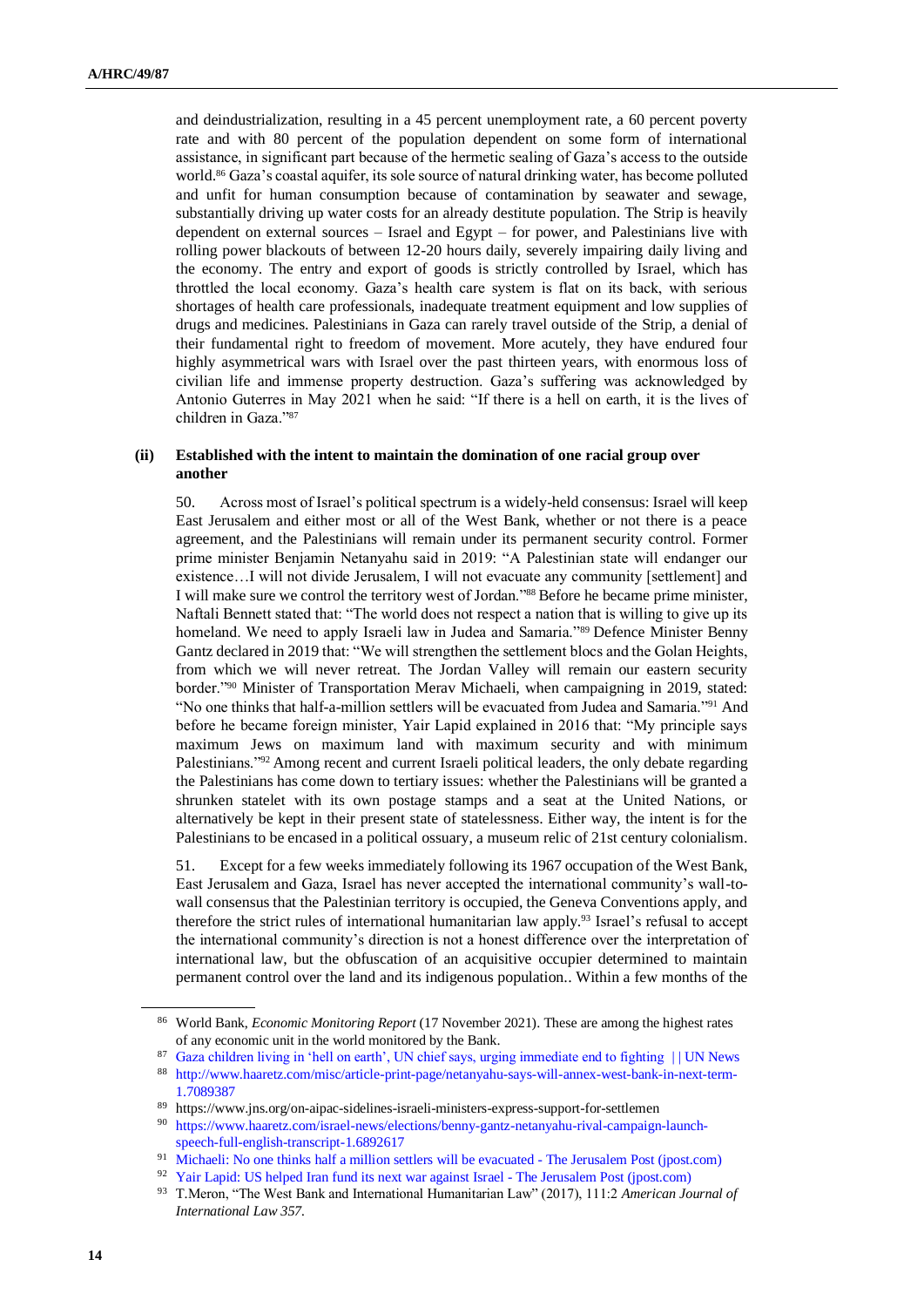and deindustrialization, resulting in a 45 percent unemployment rate, a 60 percent poverty rate and with 80 percent of the population dependent on some form of international assistance, in significant part because of the hermetic sealing of Gaza's access to the outside world.[86] Gaza's coastal aquifer, its sole source of natural drinking water, has become polluted and unfit for human consumption because of contamination by seawater and sewage, substantially driving up water costs for an already destitute population. The Strip is heavily dependent on external sources – Israel and Egypt – for power, and Palestinians live with rolling power blackouts of between 12-20 hours daily, severely impairing daily living and the economy. The entry and export of goods is strictly controlled by Israel, which has throttled the local economy. Gaza's health care system is flat on its back, with serious shortages of health care professionals, inadequate treatment equipment and low supplies of drugs and medicines. Palestinians in Gaza can rarely travel outside of the Strip, a denial of their fundamental right to freedom of movement. More acutely, they have endured four highly asymmetrical wars with Israel over the past thirteen years, with enormous loss of civilian life and immense property destruction. Gaza's suffering was acknowledged by Antonio Guterres in May 2021 when he said: "If there is a hell on earth, it is the lives of children in Gaza."[87]

### (ii) Established with the intent to maintain the domination of one racial group over another

50. Across most of Israel's political spectrum is a widely-held consensus: Israel will keep East Jerusalem and either most or all of the West Bank, whether or not there is a peace agreement, and the Palestinians will remain under its permanent security control. Former prime minister Benjamin Netanyahu said in 2019: "A Palestinian state will endanger our existence…I will not divide Jerusalem, I will not evacuate any community [settlement] and I will make sure we control the territory west of Jordan."[88] Before he became prime minister, Naftali Bennett stated that: "The world does not respect a nation that is willing to give up its homeland. We need to apply Israeli law in Judea and Samaria."[89] Defence Minister Benny Gantz declared in 2019 that: "We will strengthen the settlement blocs and the Golan Heights, from which we will never retreat. The Jordan Valley will remain our eastern security border."[90] Minister of Transportation Merav Michaeli, when campaigning in 2019, stated: "No one thinks that half-a-million settlers will be evacuated from Judea and Samaria."[91] And before he became foreign minister, Yair Lapid explained in 2016 that: "My principle says maximum Jews on maximum land with maximum security and with minimum Palestinians."[92] Among recent and current Israeli political leaders, the only debate regarding the Palestinians has come down to tertiary issues: whether the Palestinians will be granted a shrunken statelet with its own postage stamps and a seat at the United Nations, or alternatively be kept in their present state of statelessness. Either way, the intent is for the Palestinians to be encased in a political ossuary, a museum relic of 21st century colonialism.

51. Except for a few weeks immediately following its 1967 occupation of the West Bank, East Jerusalem and Gaza, Israel has never accepted the international community's wall-to-wall consensus that the Palestinian territory is occupied, the Geneva Conventions apply, and therefore the strict rules of international humanitarian law apply.[93] Israel's refusal to accept the international community's direction is not a honest difference over the interpretation of international law, but the obfuscation of an acquisitive occupier determined to maintain permanent control over the land and its indigenous population.. Within a few months of the

---

[86] World Bank, *Economic Monitoring Report* (17 November 2021). These are among the highest rates of any economic unit in the world monitored by the Bank.

[87] Gaza children living in 'hell on earth', UN chief says, urging immediate end to fighting | | UN News

[88] http://www.haaretz.com/misc/article-print-page/netanyahu-says-will-annex-west-bank-in-next-term-1.7089387

[89] https://www.jns.org/on-aipac-sidelines-israeli-ministers-express-support-for-settlemen

[90] https://www.haaretz.com/israel-news/elections/benny-gantz-netanyahu-rival-campaign-launch-speech-full-english-transcript-1.6892617

[91] Michaeli: No one thinks half a million settlers will be evacuated - The Jerusalem Post (jpost.com)

[92] Yair Lapid: US helped Iran fund its next war against Israel - The Jerusalem Post (jpost.com)

[93] T.Meron, "The West Bank and International Humanitarian Law" (2017), 111:2 *American Journal of International Law 357*.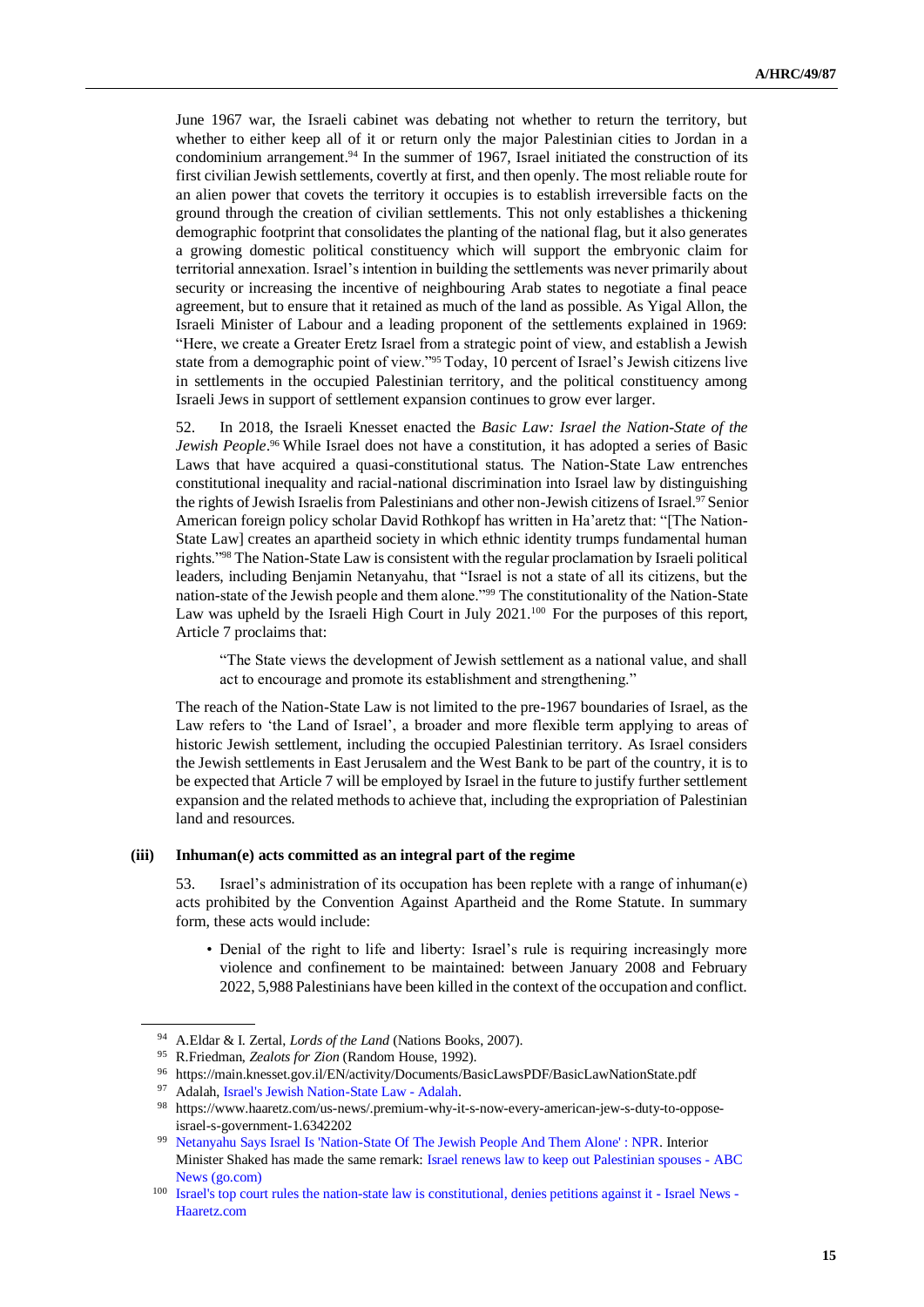June 1967 war, the Israeli cabinet was debating not whether to return the territory, but whether to either keep all of it or return only the major Palestinian cities to Jordan in a condominium arrangement.[94] In the summer of 1967, Israel initiated the construction of its first civilian Jewish settlements, covertly at first, and then openly. The most reliable route for an alien power that covets the territory it occupies is to establish irreversible facts on the ground through the creation of civilian settlements. This not only establishes a thickening demographic footprint that consolidates the planting of the national flag, but it also generates a growing domestic political constituency which will support the embryonic claim for territorial annexation. Israel's intention in building the settlements was never primarily about security or increasing the incentive of neighbouring Arab states to negotiate a final peace agreement, but to ensure that it retained as much of the land as possible. As Yigal Allon, the Israeli Minister of Labour and a leading proponent of the settlements explained in 1969: "Here, we create a Greater Eretz Israel from a strategic point of view, and establish a Jewish state from a demographic point of view."[95] Today, 10 percent of Israel's Jewish citizens live in settlements in the occupied Palestinian territory, and the political constituency among Israeli Jews in support of settlement expansion continues to grow ever larger.

52. In 2018, the Israeli Knesset enacted the *Basic Law: Israel the Nation-State of the Jewish People*.[96] While Israel does not have a constitution, it has adopted a series of Basic Laws that have acquired a quasi-constitutional status. The Nation-State Law entrenches constitutional inequality and racial-national discrimination into Israel law by distinguishing the rights of Jewish Israelis from Palestinians and other non-Jewish citizens of Israel.[97] Senior American foreign policy scholar David Rothkopf has written in Ha'aretz that: "[The Nation-State Law] creates an apartheid society in which ethnic identity trumps fundamental human rights."[98] The Nation-State Law is consistent with the regular proclamation by Israeli political leaders, including Benjamin Netanyahu, that "Israel is not a state of all its citizens, but the nation-state of the Jewish people and them alone."[99] The constitutionality of the Nation-State Law was upheld by the Israeli High Court in July 2021.[100] For the purposes of this report, Article 7 proclaims that:

> "The State views the development of Jewish settlement as a national value, and shall act to encourage and promote its establishment and strengthening."

The reach of the Nation-State Law is not limited to the pre-1967 boundaries of Israel, as the Law refers to 'the Land of Israel', a broader and more flexible term applying to areas of historic Jewish settlement, including the occupied Palestinian territory. As Israel considers the Jewish settlements in East Jerusalem and the West Bank to be part of the country, it is to be expected that Article 7 will be employed by Israel in the future to justify further settlement expansion and the related methods to achieve that, including the expropriation of Palestinian land and resources.

### (iii) Inhuman(e) acts committed as an integral part of the regime

53. Israel's administration of its occupation has been replete with a range of inhuman(e) acts prohibited by the Convention Against Apartheid and the Rome Statute. In summary form, these acts would include:

- Denial of the right to life and liberty: Israel's rule is requiring increasingly more violence and confinement to be maintained: between January 2008 and February 2022, 5,988 Palestinians have been killed in the context of the occupation and conflict.

---

[94] A.Eldar & I. Zertal, *Lords of the Land* (Nations Books, 2007).

[95] R.Friedman, *Zealots for Zion* (Random House, 1992).

[96] https://main.knesset.gov.il/EN/activity/Documents/BasicLawsPDF/BasicLawNationState.pdf

[97] Adalah, Israel's Jewish Nation-State Law - Adalah.

[98] https://www.haaretz.com/us-news/.premium-why-it-s-now-every-american-jew-s-duty-to-oppose-israel-s-government-1.6342202

[99] Netanyahu Says Israel Is 'Nation-State Of The Jewish People And Them Alone' : NPR. Interior Minister Shaked has made the same remark: Israel renews law to keep out Palestinian spouses - ABC News (go.com)

[100] Israel's top court rules the nation-state law is constitutional, denies petitions against it - Israel News - Haaretz.com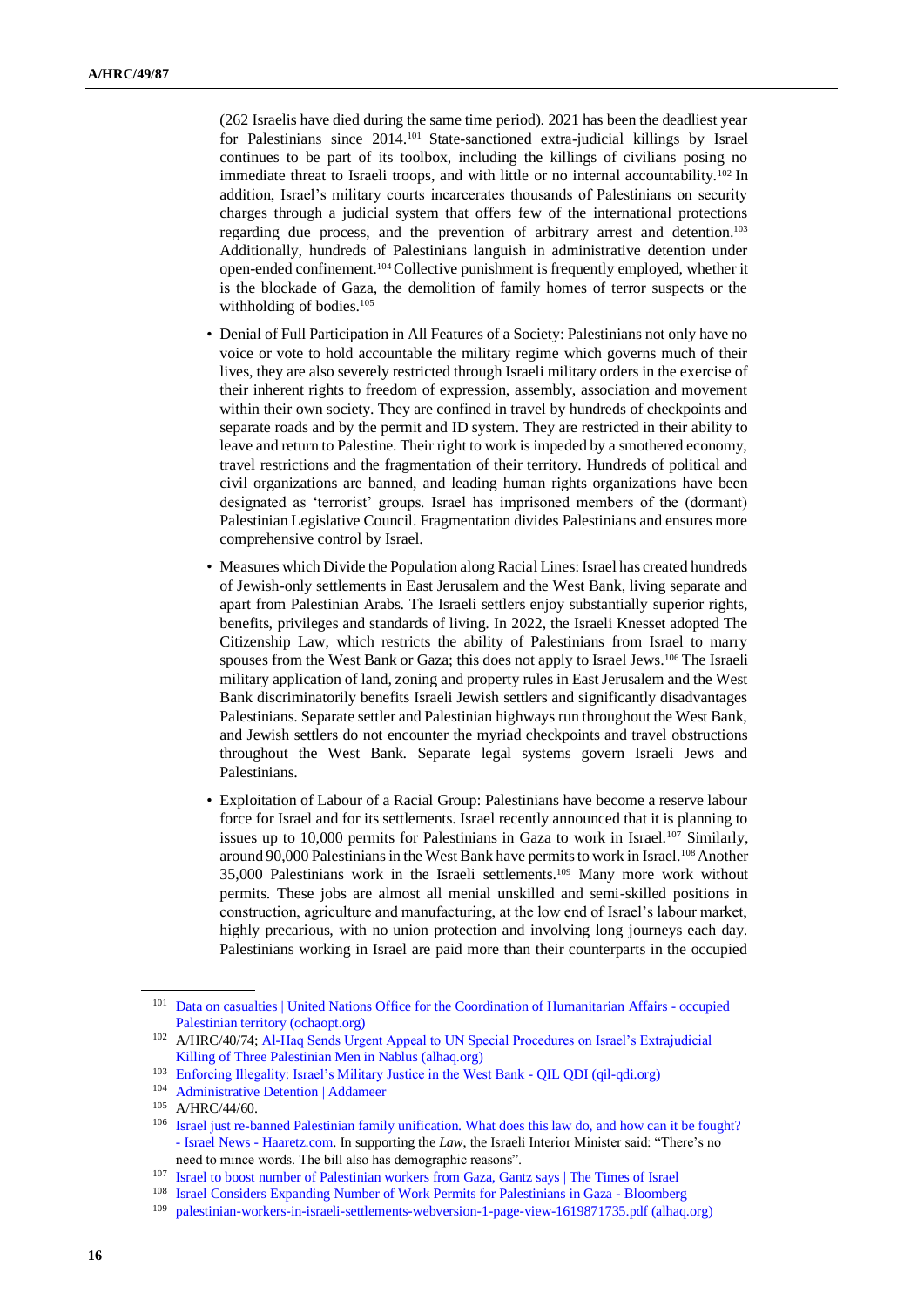(262 Israelis have died during the same time period). 2021 has been the deadliest year for Palestinians since 2014.[101] State-sanctioned extra-judicial killings by Israel continues to be part of its toolbox, including the killings of civilians posing no immediate threat to Israeli troops, and with little or no internal accountability.[102] In addition, Israel's military courts incarcerates thousands of Palestinians on security charges through a judicial system that offers few of the international protections regarding due process, and the prevention of arbitrary arrest and detention.[103] Additionally, hundreds of Palestinians languish in administrative detention under open-ended confinement.[104] Collective punishment is frequently employed, whether it is the blockade of Gaza, the demolition of family homes of terror suspects or the withholding of bodies.[105]

- Denial of Full Participation in All Features of a Society: Palestinians not only have no voice or vote to hold accountable the military regime which governs much of their lives, they are also severely restricted through Israeli military orders in the exercise of their inherent rights to freedom of expression, assembly, association and movement within their own society. They are confined in travel by hundreds of checkpoints and separate roads and by the permit and ID system. They are restricted in their ability to leave and return to Palestine. Their right to work is impeded by a smothered economy, travel restrictions and the fragmentation of their territory. Hundreds of political and civil organizations are banned, and leading human rights organizations have been designated as 'terrorist' groups. Israel has imprisoned members of the (dormant) Palestinian Legislative Council. Fragmentation divides Palestinians and ensures more comprehensive control by Israel.

- Measures which Divide the Population along Racial Lines: Israel has created hundreds of Jewish-only settlements in East Jerusalem and the West Bank, living separate and apart from Palestinian Arabs. The Israeli settlers enjoy substantially superior rights, benefits, privileges and standards of living. In 2022, the Israeli Knesset adopted The Citizenship Law, which restricts the ability of Palestinians from Israel to marry spouses from the West Bank or Gaza; this does not apply to Israel Jews.[106] The Israeli military application of land, zoning and property rules in East Jerusalem and the West Bank discriminatorily benefits Israeli Jewish settlers and significantly disadvantages Palestinians. Separate settler and Palestinian highways run throughout the West Bank, and Jewish settlers do not encounter the myriad checkpoints and travel obstructions throughout the West Bank. Separate legal systems govern Israeli Jews and Palestinians.

- Exploitation of Labour of a Racial Group: Palestinians have become a reserve labour force for Israel and for its settlements. Israel recently announced that it is planning to issues up to 10,000 permits for Palestinians in Gaza to work in Israel.[107] Similarly, around 90,000 Palestinians in the West Bank have permits to work in Israel.[108] Another 35,000 Palestinians work in the Israeli settlements.[109] Many more work without permits. These jobs are almost all menial unskilled and semi-skilled positions in construction, agriculture and manufacturing, at the low end of Israel's labour market, highly precarious, with no union protection and involving long journeys each day. Palestinians working in Israel are paid more than their counterparts in the occupied

---

[101] Data on casualties | United Nations Office for the Coordination of Humanitarian Affairs - occupied Palestinian territory (ochaopt.org)

[102] A/HRC/40/74; Al-Haq Sends Urgent Appeal to UN Special Procedures on Israel's Extrajudicial Killing of Three Palestinian Men in Nablus (alhaq.org)

[103] Enforcing Illegality: Israel's Military Justice in the West Bank - QIL QDI (qil-qdi.org)

[104] Administrative Detention | Addameer

[105] A/HRC/44/60.

[106] Israel just re-banned Palestinian family unification. What does this law do, and how can it be fought? - Israel News - Haaretz.com. In supporting the *Law*, the Israeli Interior Minister said: "There's no need to mince words. The bill also has demographic reasons".

[107] Israel to boost number of Palestinian workers from Gaza, Gantz says | The Times of Israel

[108] Israel Considers Expanding Number of Work Permits for Palestinians in Gaza - Bloomberg

[109] palestinian-workers-in-israeli-settlements-webversion-1-page-view-1619871735.pdf (alhaq.org)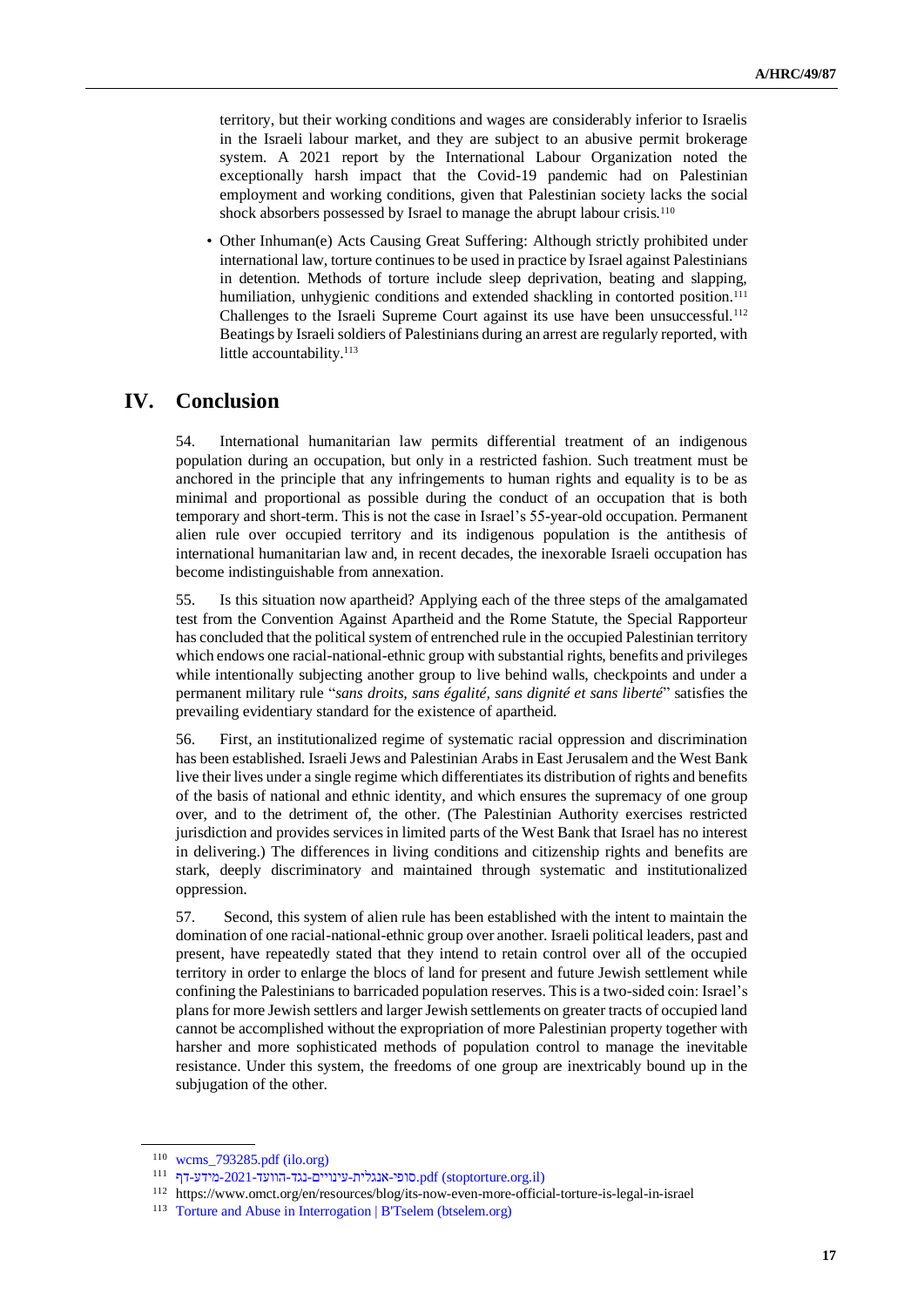territory, but their working conditions and wages are considerably inferior to Israelis in the Israeli labour market, and they are subject to an abusive permit brokerage system. A 2021 report by the International Labour Organization noted the exceptionally harsh impact that the Covid-19 pandemic had on Palestinian employment and working conditions, given that Palestinian society lacks the social shock absorbers possessed by Israel to manage the abrupt labour crisis.[110]

- Other Inhuman(e) Acts Causing Great Suffering: Although strictly prohibited under international law, torture continues to be used in practice by Israel against Palestinians in detention. Methods of torture include sleep deprivation, beating and slapping, humiliation, unhygienic conditions and extended shackling in contorted position.[111] Challenges to the Israeli Supreme Court against its use have been unsuccessful.[112] Beatings by Israeli soldiers of Palestinians during an arrest are regularly reported, with little accountability.[113]

# IV. Conclusion

54. International humanitarian law permits differential treatment of an indigenous population during an occupation, but only in a restricted fashion. Such treatment must be anchored in the principle that any infringements to human rights and equality is to be as minimal and proportional as possible during the conduct of an occupation that is both temporary and short-term. This is not the case in Israel's 55-year-old occupation. Permanent alien rule over occupied territory and its indigenous population is the antithesis of international humanitarian law and, in recent decades, the inexorable Israeli occupation has become indistinguishable from annexation.

55. Is this situation now apartheid? Applying each of the three steps of the amalgamated test from the Convention Against Apartheid and the Rome Statute, the Special Rapporteur has concluded that the political system of entrenched rule in the occupied Palestinian territory which endows one racial-national-ethnic group with substantial rights, benefits and privileges while intentionally subjecting another group to live behind walls, checkpoints and under a permanent military rule "*sans droits, sans égalité, sans dignité et sans liberté*" satisfies the prevailing evidentiary standard for the existence of apartheid.

56. First, an institutionalized regime of systematic racial oppression and discrimination has been established. Israeli Jews and Palestinian Arabs in East Jerusalem and the West Bank live their lives under a single regime which differentiates its distribution of rights and benefits of the basis of national and ethnic identity, and which ensures the supremacy of one group over, and to the detriment of, the other. (The Palestinian Authority exercises restricted jurisdiction and provides services in limited parts of the West Bank that Israel has no interest in delivering.) The differences in living conditions and citizenship rights and benefits are stark, deeply discriminatory and maintained through systematic and institutionalized oppression.

57. Second, this system of alien rule has been established with the intent to maintain the domination of one racial-national-ethnic group over another. Israeli political leaders, past and present, have repeatedly stated that they intend to retain control over all of the occupied territory in order to enlarge the blocs of land for present and future Jewish settlement while confining the Palestinians to barricaded population reserves. This is a two-sided coin: Israel's plans for more Jewish settlers and larger Jewish settlements on greater tracts of occupied land cannot be accomplished without the expropriation of more Palestinian property together with harsher and more sophisticated methods of population control to manage the inevitable resistance. Under this system, the freedoms of one group are inextricably bound up in the subjugation of the other.

---

[110] wcms_793285.pdf (ilo.org)

[111] דף-מידע-הוועד-2021-נגד-עינויים-אנגלית-סופי.pdf (stoptorture.org.il)

[112] https://www.omct.org/en/resources/blog/its-now-even-more-official-torture-is-legal-in-israel

[113] Torture and Abuse in Interrogation | B'Tselem (btselem.org)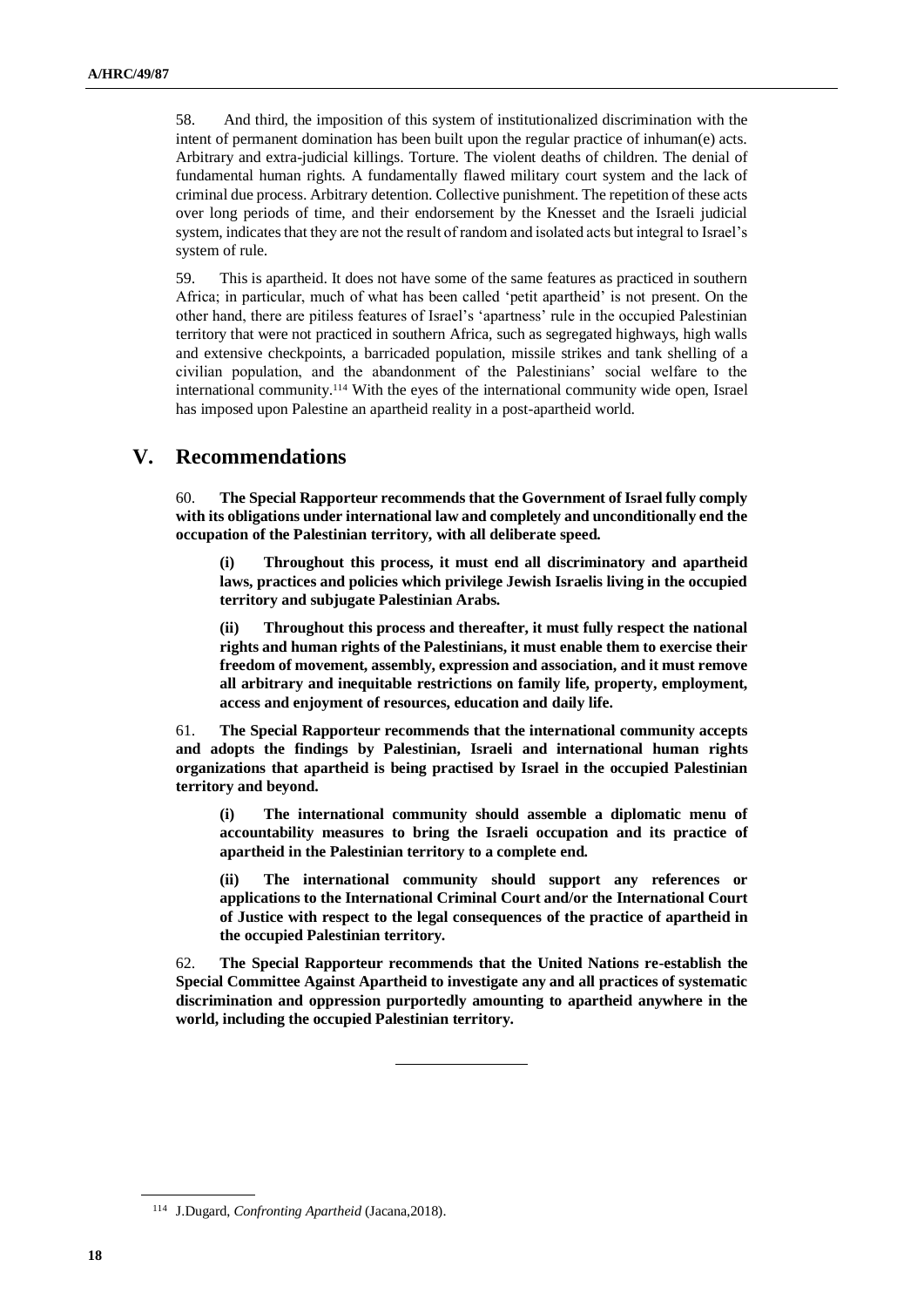58. And third, the imposition of this system of institutionalized discrimination with the intent of permanent domination has been built upon the regular practice of inhuman(e) acts. Arbitrary and extra-judicial killings. Torture. The violent deaths of children. The denial of fundamental human rights. A fundamentally flawed military court system and the lack of criminal due process. Arbitrary detention. Collective punishment. The repetition of these acts over long periods of time, and their endorsement by the Knesset and the Israeli judicial system, indicates that they are not the result of random and isolated acts but integral to Israel's system of rule.

59. This is apartheid. It does not have some of the same features as practiced in southern Africa; in particular, much of what has been called 'petit apartheid' is not present. On the other hand, there are pitiless features of Israel's 'apartness' rule in the occupied Palestinian territory that were not practiced in southern Africa, such as segregated highways, high walls and extensive checkpoints, a barricaded population, missile strikes and tank shelling of a civilian population, and the abandonment of the Palestinians' social welfare to the international community.[114] With the eyes of the international community wide open, Israel has imposed upon Palestine an apartheid reality in a post-apartheid world.

## V. Recommendations

60. **The Special Rapporteur recommends that the Government of Israel fully comply with its obligations under international law and completely and unconditionally end the occupation of the Palestinian territory, with all deliberate speed.**

**(i) Throughout this process, it must end all discriminatory and apartheid laws, practices and policies which privilege Jewish Israelis living in the occupied territory and subjugate Palestinian Arabs.**

**(ii) Throughout this process and thereafter, it must fully respect the national rights and human rights of the Palestinians, it must enable them to exercise their freedom of movement, assembly, expression and association, and it must remove all arbitrary and inequitable restrictions on family life, property, employment, access and enjoyment of resources, education and daily life.**

61. **The Special Rapporteur recommends that the international community accepts and adopts the findings by Palestinian, Israeli and international human rights organizations that apartheid is being practised by Israel in the occupied Palestinian territory and beyond.**

**(i) The international community should assemble a diplomatic menu of accountability measures to bring the Israeli occupation and its practice of apartheid in the Palestinian territory to a complete end.**

**(ii) The international community should support any references or applications to the International Criminal Court and/or the International Court of Justice with respect to the legal consequences of the practice of apartheid in the occupied Palestinian territory.**

62. **The Special Rapporteur recommends that the United Nations re-establish the Special Committee Against Apartheid to investigate any and all practices of systematic discrimination and oppression purportedly amounting to apartheid anywhere in the world, including the occupied Palestinian territory.**

---

[114] J.Dugard, *Confronting Apartheid* (Jacana,2018).